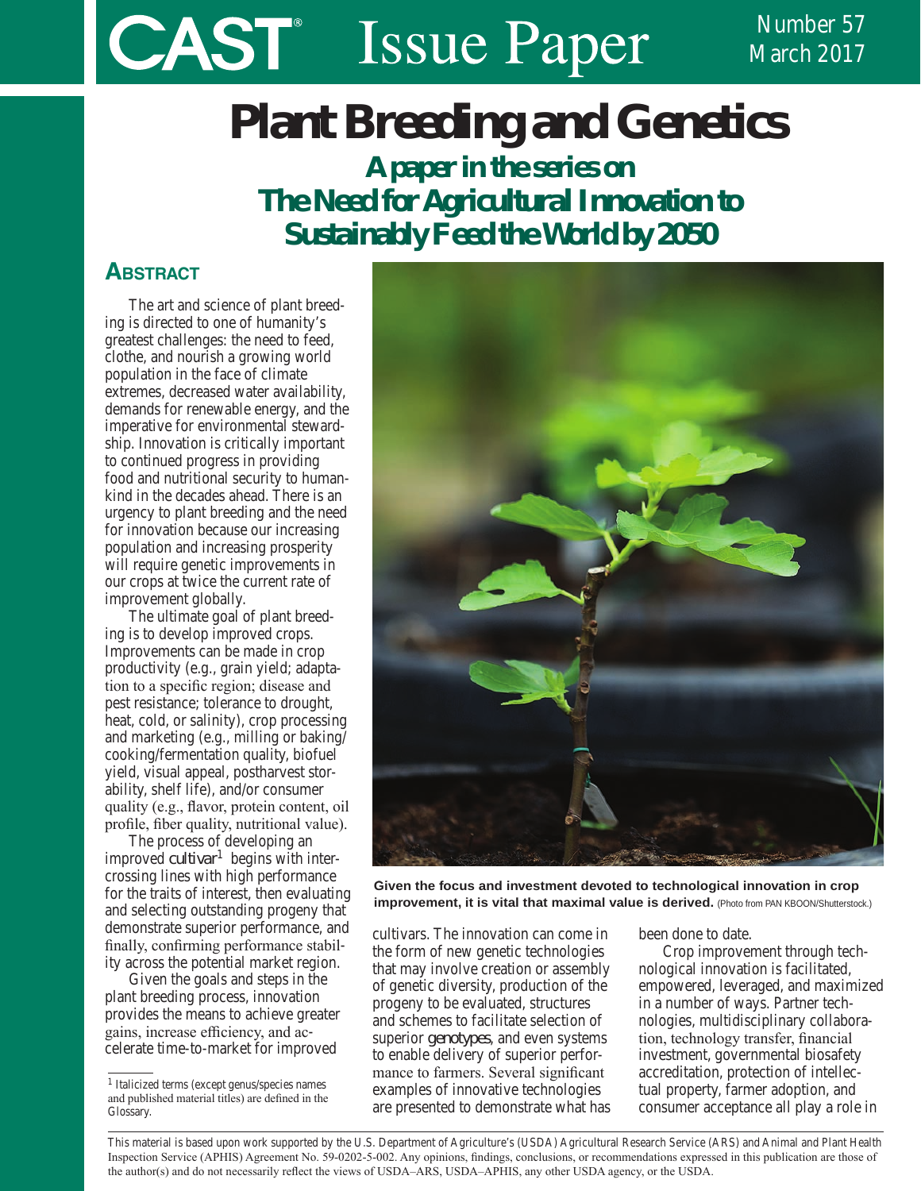# CAST Issue Paper

Number 57
March 2017

# Plant Breeding and Genetics

## A paper in the series on The Need for Agricultural Innovation to Sustainably Feed the World by 2050

## Abstract

The art and science of plant breeding is directed to one of humanity's greatest challenges: the need to feed, clothe, and nourish a growing world population in the face of climate extremes, decreased water availability, demands for renewable energy, and the imperative for environmental stewardship. Innovation is critically important to continued progress in providing food and nutritional security to humankind in the decades ahead. There is an urgency to plant breeding and the need for innovation because our increasing population and increasing prosperity will require genetic improvements in our crops at twice the current rate of improvement globally.

The ultimate goal of plant breeding is to develop improved crops. Improvements can be made in crop productivity (e.g., grain yield; adaptation to a specific region; disease and pest resistance; tolerance to drought, heat, cold, or salinity), crop processing and marketing (e.g., milling or baking/cooking/fermentation quality, biofuel yield, visual appeal, postharvest storability, shelf life), and/or consumer quality (e.g., flavor, protein content, oil profile, fiber quality, nutritional value).

The process of developing an improved *cultivar*[1] begins with intercrossing lines with high performance for the traits of interest, then evaluating and selecting outstanding progeny that demonstrate superior performance, and finally, confirming performance stability across the potential market region.

Given the goals and steps in the plant breeding process, innovation provides the means to achieve greater gains, increase efficiency, and accelerate time-to-market for improved cultivars. The innovation can come in the form of new genetic technologies that may involve creation or assembly of genetic diversity, production of the progeny to be evaluated, structures and schemes to facilitate selection of superior *genotypes*, and even systems to enable delivery of superior performance to farmers. Several significant examples of innovative technologies are presented to demonstrate what has been done to date.

Crop improvement through technological innovation is facilitated, empowered, leveraged, and maximized in a number of ways. Partner technologies, multidisciplinary collaboration, technology transfer, financial investment, governmental biosafety accreditation, protection of intellectual property, farmer adoption, and consumer acceptance all play a role in

**Given the focus and investment devoted to technological innovation in crop improvement, it is vital that maximal value is derived.** (Photo from PAN KBOON/Shutterstock.)

[1] Italicized terms (except genus/species names and published material titles) are defined in the Glossary.

This material is based upon work supported by the U.S. Department of Agriculture's (USDA) Agricultural Research Service (ARS) and Animal and Plant Health Inspection Service (APHIS) Agreement No. 59-0202-5-002. Any opinions, findings, conclusions, or recommendations expressed in this publication are those of the author(s) and do not necessarily reflect the views of USDA–ARS, USDA–APHIS, any other USDA agency, or the USDA.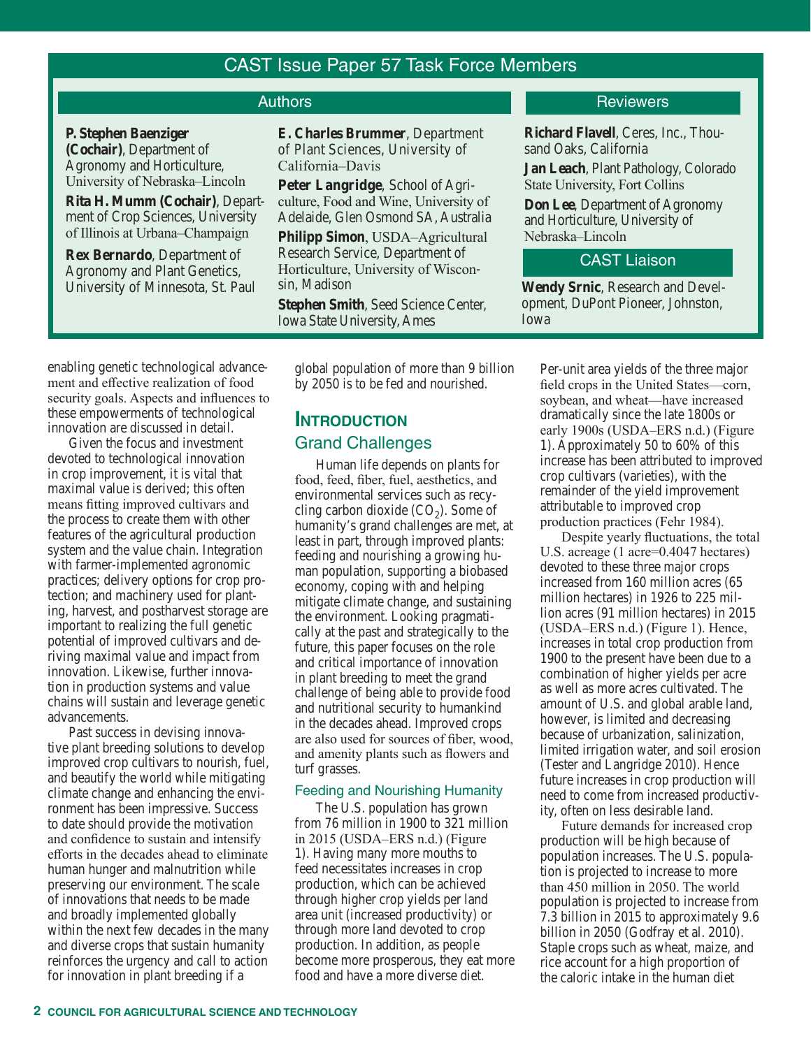## CAST Issue Paper 57 Task Force Members

### Authors

**P. Stephen Baenziger (Cochair)**, Department of Agronomy and Horticulture, University of Nebraska–Lincoln

**Rita H. Mumm (Cochair)**, Department of Crop Sciences, University of Illinois at Urbana–Champaign

**Rex Bernardo**, Department of Agronomy and Plant Genetics, University of Minnesota, St. Paul

**E. Charles Brummer**, Department of Plant Sciences, University of California–Davis

**Peter Langridge**, School of Agriculture, Food and Wine, University of Adelaide, Glen Osmond SA, Australia

**Philipp Simon**, USDA–Agricultural Research Service, Department of Horticulture, University of Wisconsin, Madison

**Stephen Smith**, Seed Science Center, Iowa State University, Ames

### Reviewers

**Richard Flavell**, Ceres, Inc., Thousand Oaks, California

**Jan Leach**, Plant Pathology, Colorado State University, Fort Collins

**Don Lee**, Department of Agronomy and Horticulture, University of Nebraska–Lincoln

### CAST Liaison

**Wendy Srnic**, Research and Development, DuPont Pioneer, Johnston, Iowa

---

enabling genetic technological advancement and effective realization of food security goals. Aspects and influences to these empowerments of technological innovation are discussed in detail.

Given the focus and investment devoted to technological innovation in crop improvement, it is vital that maximal value is derived; this often means fitting improved cultivars and the process to create them with other features of the agricultural production system and the value chain. Integration with farmer-implemented agronomic practices; delivery options for crop protection; and machinery used for planting, harvest, and postharvest storage are important to realizing the full genetic potential of improved cultivars and deriving maximal value and impact from innovation. Likewise, further innovation in production systems and value chains will sustain and leverage genetic advancements.

Past success in devising innovative plant breeding solutions to develop improved crop cultivars to nourish, fuel, and beautify the world while mitigating climate change and enhancing the environment has been impressive. Success to date should provide the motivation and confidence to sustain and intensify efforts in the decades ahead to eliminate human hunger and malnutrition while preserving our environment. The scale of innovations that needs to be made and broadly implemented globally within the next few decades in the many and diverse crops that sustain humanity reinforces the urgency and call to action for innovation in plant breeding if a global population of more than 9 billion by 2050 is to be fed and nourished.

# Introduction

## Grand Challenges

Human life depends on plants for food, feed, fiber, fuel, aesthetics, and environmental services such as recycling carbon dioxide ($CO_2$). Some of humanity's grand challenges are met, at least in part, through improved plants: feeding and nourishing a growing human population, supporting a biobased economy, coping with and helping mitigate climate change, and sustaining the environment. Looking pragmatically at the past and strategically to the future, this paper focuses on the role and critical importance of innovation in plant breeding to meet the grand challenge of being able to provide food and nutritional security to humankind in the decades ahead. Improved crops are also used for sources of fiber, wood, and amenity plants such as flowers and turf grasses.

### Feeding and Nourishing Humanity

The U.S. population has grown from 76 million in 1900 to 321 million in 2015 (USDA–ERS n.d.) (Figure 1). Having many more mouths to feed necessitates increases in crop production, which can be achieved through higher crop yields per land area unit (increased productivity) or through more land devoted to crop production. In addition, as people become more prosperous, they eat more food and have a more diverse diet.

Per-unit area yields of the three major field crops in the United States—corn, soybean, and wheat—have increased dramatically since the late 1800s or early 1900s (USDA–ERS n.d.) (Figure 1). Approximately 50 to 60% of this increase has been attributed to improved crop cultivars (varieties), with the remainder of the yield improvement attributable to improved crop production practices (Fehr 1984).

Despite yearly fluctuations, the total U.S. acreage (1 acre=0.4047 hectares) devoted to these three major crops increased from 160 million acres (65 million hectares) in 1926 to 225 million acres (91 million hectares) in 2015 (USDA–ERS n.d.) (Figure 1). Hence, increases in total crop production from 1900 to the present have been due to a combination of higher yields per acre as well as more acres cultivated. The amount of U.S. and global arable land, however, is limited and decreasing because of urbanization, salinization, limited irrigation water, and soil erosion (Tester and Langridge 2010). Hence future increases in crop production will need to come from increased productivity, often on less desirable land.

Future demands for increased crop production will be high because of population increases. The U.S. population is projected to increase to more than 450 million in 2050. The world population is projected to increase from 7.3 billion in 2015 to approximately 9.6 billion in 2050 (Godfray et al. 2010). Staple crops such as wheat, maize, and rice account for a high proportion of the caloric intake in the human diet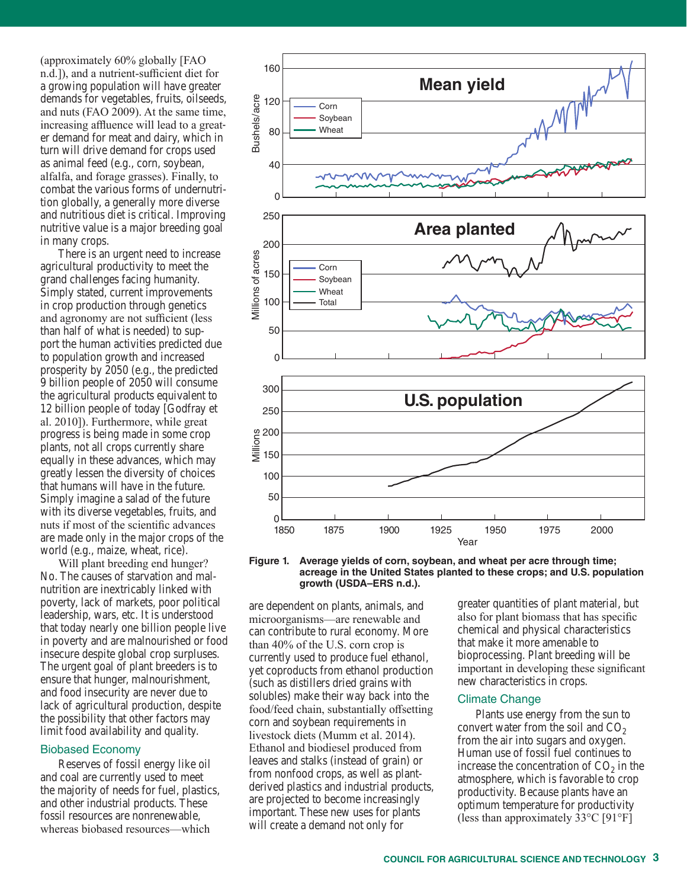(approximately 60% globally [FAO n.d.]), and a nutrient-sufficient diet for a growing population will have greater demands for vegetables, fruits, oilseeds, and nuts (FAO 2009). At the same time, increasing affluence will lead to a greater demand for meat and dairy, which in turn will drive demand for crops used as animal feed (e.g., corn, soybean, alfalfa, and forage grasses). Finally, to combat the various forms of undernutrition globally, a generally more diverse and nutritious diet is critical. Improving nutritive value is a major breeding goal in many crops.

There is an urgent need to increase agricultural productivity to meet the grand challenges facing humanity. Simply stated, current improvements in crop production through genetics and agronomy are not sufficient (less than half of what is needed) to support the human activities predicted due to population growth and increased prosperity by 2050 (e.g., the predicted 9 billion people of 2050 will consume the agricultural products equivalent to 12 billion people of today [Godfray et al. 2010]). Furthermore, while great progress is being made in some crop plants, not all crops currently share equally in these advances, which may greatly lessen the diversity of choices that humans will have in the future. Simply imagine a salad of the future with its diverse vegetables, fruits, and nuts if most of the scientific advances are made only in the major crops of the world (e.g., maize, wheat, rice).

Will plant breeding end hunger? No. The causes of starvation and malnutrition are inextricably linked with poverty, lack of markets, poor political leadership, wars, etc. It is understood that today nearly one billion people live in poverty and are malnourished or food insecure despite global crop surpluses. The urgent goal of plant breeders is to ensure that hunger, malnourishment, and food insecurity are never due to lack of agricultural production, despite the possibility that other factors may limit food availability and quality.

**Figure 1. Average yields of corn, soybean, and wheat per acre through time; acreage in the United States planted to these crops; and U.S. population growth (USDA–ERS n.d.).**

## Biobased Economy

Reserves of fossil energy like oil and coal are currently used to meet the majority of needs for fuel, plastics, and other industrial products. These fossil resources are nonrenewable, whereas biobased resources—which are dependent on plants, animals, and microorganisms—are renewable and can contribute to rural economy. More than 40% of the U.S. corn crop is currently used to produce fuel ethanol, yet coproducts from ethanol production (such as distillers dried grains with solubles) make their way back into the food/feed chain, substantially offsetting corn and soybean requirements in livestock diets (Mumm et al. 2014). Ethanol and biodiesel produced from leaves and stalks (instead of grain) or from nonfood crops, as well as plant-derived plastics and industrial products, are projected to become increasingly important. These new uses for plants will create a demand not only for greater quantities of plant material, but also for plant biomass that has specific chemical and physical characteristics that make it more amenable to bioprocessing. Plant breeding will be important in developing these significant new characteristics in crops.

## Climate Change

Plants use energy from the sun to convert water from the soil and $CO_2$ from the air into sugars and oxygen. Human use of fossil fuel continues to increase the concentration of $CO_2$ in the atmosphere, which is favorable to crop productivity. Because plants have an optimum temperature for productivity (less than approximately 33°C [91°F]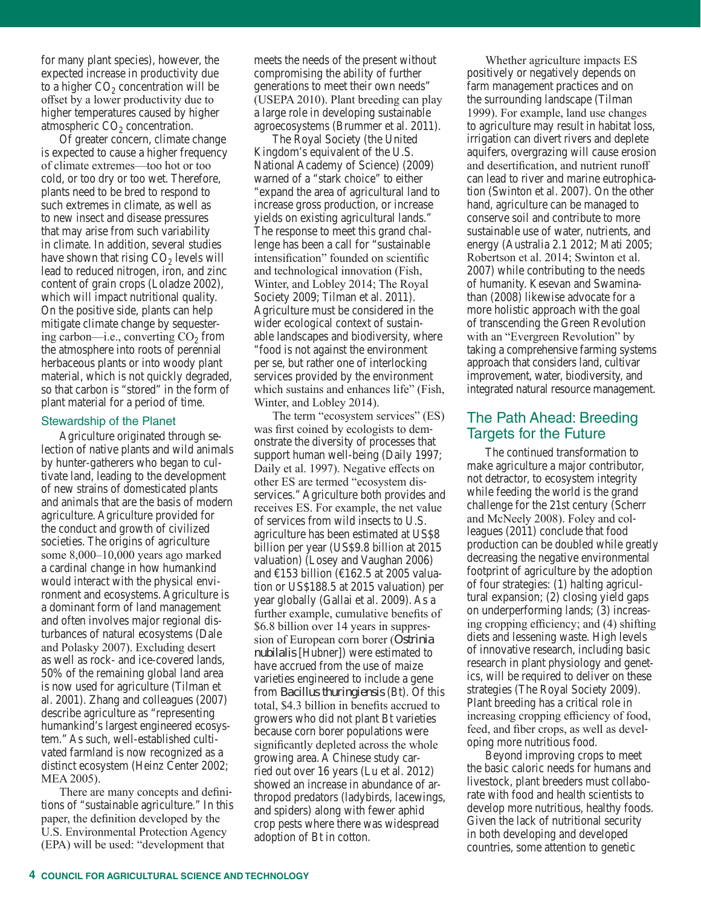for many plant species), however, the expected increase in productivity due to a higher $CO_2$ concentration will be offset by a lower productivity due to higher temperatures caused by higher atmospheric $CO_2$ concentration.

Of greater concern, climate change is expected to cause a higher frequency of climate extremes—too hot or too cold, or too dry or too wet. Therefore, plants need to be bred to respond to such extremes in climate, as well as to new insect and disease pressures that may arise from such variability in climate. In addition, several studies have shown that rising $CO_2$ levels will lead to reduced nitrogen, iron, and zinc content of grain crops (Loladze 2002), which will impact nutritional quality. On the positive side, plants can help mitigate climate change by sequestering carbon—i.e., converting $CO_2$ from the atmosphere into roots of perennial herbaceous plants or into woody plant material, which is not quickly degraded, so that carbon is "stored" in the form of plant material for a period of time.

### Stewardship of the Planet

Agriculture originated through selection of native plants and wild animals by hunter-gatherers who began to cultivate land, leading to the development of new strains of domesticated plants and animals that are the basis of modern agriculture. Agriculture provided for the conduct and growth of civilized societies. The origins of agriculture some 8,000–10,000 years ago marked a cardinal change in how humankind would interact with the physical environment and ecosystems. Agriculture is a dominant form of land management and often involves major regional disturbances of natural ecosystems (Dale and Polasky 2007). Excluding desert as well as rock- and ice-covered lands, 50% of the remaining global land area is now used for agriculture (Tilman et al. 2001). Zhang and colleagues (2007) describe agriculture as "representing humankind's largest engineered ecosystem." As such, well-established cultivated farmland is now recognized as a distinct ecosystem (Heinz Center 2002; MEA 2005).

There are many concepts and definitions of "sustainable agriculture." In this paper, the definition developed by the U.S. Environmental Protection Agency (EPA) will be used: "development that meets the needs of the present without compromising the ability of further generations to meet their own needs" (USEPA 2010). Plant breeding can play a large role in developing sustainable agroecosystems (Brummer et al. 2011).

The Royal Society (the United Kingdom's equivalent of the U.S. National Academy of Science) (2009) warned of a "stark choice" to either "expand the area of agricultural land to increase gross production, or increase yields on existing agricultural lands." The response to meet this grand challenge has been a call for "sustainable intensification" founded on scientific and technological innovation (Fish, Winter, and Lobley 2014; The Royal Society 2009; Tilman et al. 2011). Agriculture must be considered in the wider ecological context of sustainable landscapes and biodiversity, where "food is not against the environment per se, but rather one of interlocking services provided by the environment which sustains and enhances life" (Fish, Winter, and Lobley 2014).

The term "ecosystem services" (ES) was first coined by ecologists to demonstrate the diversity of processes that support human well-being (Daily 1997; Daily et al. 1997). Negative effects on other ES are termed "ecosystem disservices." Agriculture both provides and receives ES. For example, the net value of services from wild insects to U.S. agriculture has been estimated at US$8 billion per year (US$9.8 billion at 2015 valuation) (Losey and Vaughan 2006) and €153 billion (€162.5 at 2005 valuation or US$188.5 at 2015 valuation) per year globally (Gallai et al. 2009). As a further example, cumulative benefits of $6.8 billion over 14 years in suppression of European corn borer (*Ostrinia nubilalis* [Hubner]) were estimated to have accrued from the use of maize varieties engineered to include a gene from *Bacillus thuringiensis* (Bt). Of this total, $4.3 billion in benefits accrued to growers who did not plant Bt varieties because corn borer populations were significantly depleted across the whole growing area. A Chinese study carried out over 16 years (Lu et al. 2012) showed an increase in abundance of arthropod predators (ladybirds, lacewings, and spiders) along with fewer aphid crop pests where there was widespread adoption of Bt in cotton.

Whether agriculture impacts ES positively or negatively depends on farm management practices and on the surrounding landscape (Tilman 1999). For example, land use changes to agriculture may result in habitat loss, irrigation can divert rivers and deplete aquifers, overgrazing will cause erosion and desertification, and nutrient runoff can lead to river and marine eutrophication (Swinton et al. 2007). On the other hand, agriculture can be managed to conserve soil and contribute to more sustainable use of water, nutrients, and energy (Australia 2.1 2012; Mati 2005; Robertson et al. 2014; Swinton et al. 2007) while contributing to the needs of humanity. Kesevan and Swaminathan (2008) likewise advocate for a more holistic approach with the goal of transcending the Green Revolution with an "Evergreen Revolution" by taking a comprehensive farming systems approach that considers land, cultivar improvement, water, biodiversity, and integrated natural resource management.

## The Path Ahead: Breeding Targets for the Future

The continued transformation to make agriculture a major contributor, not detractor, to ecosystem integrity while feeding the world is the grand challenge for the 21st century (Scherr and McNeely 2008). Foley and colleagues (2011) conclude that food production can be doubled while greatly decreasing the negative environmental footprint of agriculture by the adoption of four strategies: (1) halting agricultural expansion; (2) closing yield gaps on underperforming lands; (3) increasing cropping efficiency; and (4) shifting diets and lessening waste. High levels of innovative research, including basic research in plant physiology and genetics, will be required to deliver on these strategies (The Royal Society 2009). Plant breeding has a critical role in increasing cropping efficiency of food, feed, and fiber crops, as well as developing more nutritious food.

Beyond improving crops to meet the basic caloric needs for humans and livestock, plant breeders must collaborate with food and health scientists to develop more nutritious, healthy foods. Given the lack of nutritional security in both developing and developed countries, some attention to genetic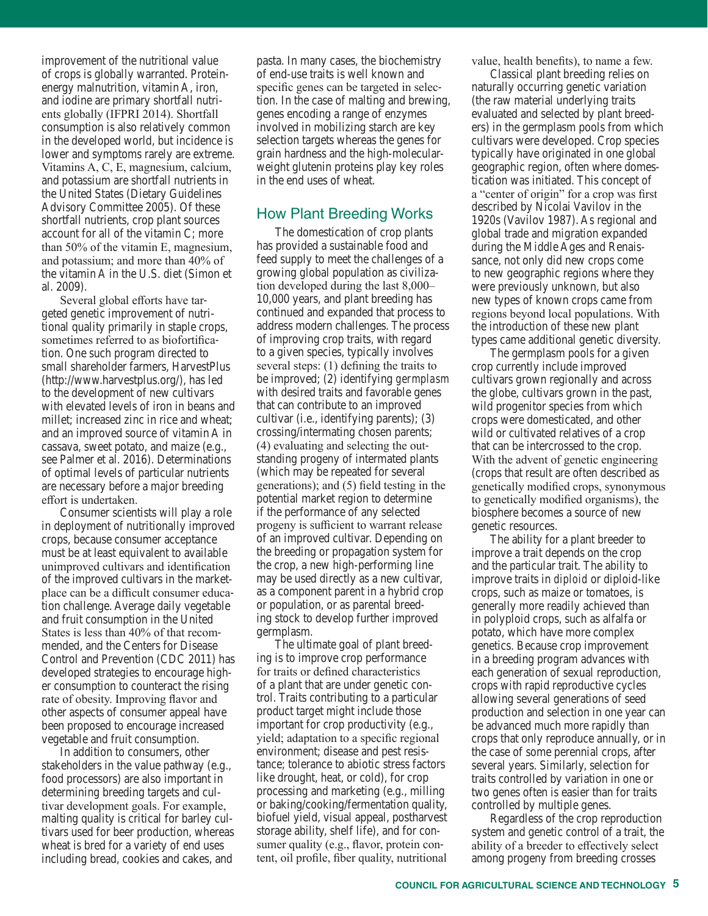improvement of the nutritional value of crops is globally warranted. Protein-energy malnutrition, vitamin A, iron, and iodine are primary shortfall nutrients globally (IFPRI 2014). Shortfall consumption is also relatively common in the developed world, but incidence is lower and symptoms rarely are extreme. Vitamins A, C, E, magnesium, calcium, and potassium are shortfall nutrients in the United States (Dietary Guidelines Advisory Committee 2005). Of these shortfall nutrients, crop plant sources account for all of the vitamin C; more than 50% of the vitamin E, magnesium, and potassium; and more than 40% of the vitamin A in the U.S. diet (Simon et al. 2009).

Several global efforts have targeted genetic improvement of nutritional quality primarily in staple crops, sometimes referred to as biofortification. One such program directed to small shareholder farmers, HarvestPlus (http://www.harvestplus.org/), has led to the development of new cultivars with elevated levels of iron in beans and millet; increased zinc in rice and wheat; and an improved source of vitamin A in cassava, sweet potato, and maize (e.g., see Palmer et al. 2016). Determinations of optimal levels of particular nutrients are necessary before a major breeding effort is undertaken.

Consumer scientists will play a role in deployment of nutritionally improved crops, because consumer acceptance must be at least equivalent to available unimproved cultivars and identification of the improved cultivars in the marketplace can be a difficult consumer education challenge. Average daily vegetable and fruit consumption in the United States is less than 40% of that recommended, and the Centers for Disease Control and Prevention (CDC 2011) has developed strategies to encourage higher consumption to counteract the rising rate of obesity. Improving flavor and other aspects of consumer appeal have been proposed to encourage increased vegetable and fruit consumption.

In addition to consumers, other stakeholders in the value pathway (e.g., food processors) are also important in determining breeding targets and cultivar development goals. For example, malting quality is critical for barley cultivars used for beer production, whereas wheat is bred for a variety of end uses including bread, cookies and cakes, and pasta. In many cases, the biochemistry of end-use traits is well known and specific genes can be targeted in selection. In the case of malting and brewing, genes encoding a range of enzymes involved in mobilizing starch are key selection targets whereas the genes for grain hardness and the high-molecular-weight glutenin proteins play key roles in the end uses of wheat.

## How Plant Breeding Works

The domestication of crop plants has provided a sustainable food and feed supply to meet the challenges of a growing global population as civilization developed during the last 8,000–10,000 years, and plant breeding has continued and expanded that process to address modern challenges. The process of improving crop traits, with regard to a given species, typically involves several steps: (1) defining the traits to be improved; (2) identifying *germplasm* with desired traits and favorable genes that can contribute to an improved cultivar (i.e., identifying parents); (3) crossing/intermating chosen parents; (4) evaluating and selecting the outstanding progeny of intermated plants (which may be repeated for several generations); and (5) field testing in the potential market region to determine if the performance of any selected progeny is sufficient to warrant release of an improved cultivar. Depending on the breeding or propagation system for the crop, a new high-performing line may be used directly as a new cultivar, as a component parent in a hybrid crop or population, or as parental breeding stock to develop further improved germplasm.

The ultimate goal of plant breeding is to improve crop performance for traits or defined characteristics of a plant that are under genetic control. Traits contributing to a particular product target might include those important for crop productivity (e.g., yield; adaptation to a specific regional environment; disease and pest resistance; tolerance to abiotic stress factors like drought, heat, or cold), for crop processing and marketing (e.g., milling or baking/cooking/fermentation quality, biofuel yield, visual appeal, postharvest storage ability, shelf life), and for consumer quality (e.g., flavor, protein content, oil profile, fiber quality, nutritional value, health benefits), to name a few.

Classical plant breeding relies on naturally occurring genetic variation (the raw material underlying traits evaluated and selected by plant breeders) in the germplasm pools from which cultivars were developed. Crop species typically have originated in one global geographic region, often where domestication was initiated. This concept of a "center of origin" for a crop was first described by Nicolai Vavilov in the 1920s (Vavilov 1987). As regional and global trade and migration expanded during the Middle Ages and Renaissance, not only did new crops come to new geographic regions where they were previously unknown, but also new types of known crops came from regions beyond local populations. With the introduction of these new plant types came additional genetic diversity.

The germplasm pools for a given crop currently include improved cultivars grown regionally and across the globe, cultivars grown in the past, wild progenitor species from which crops were domesticated, and other wild or cultivated relatives of a crop that can be intercrossed to the crop. With the advent of genetic engineering (crops that result are often described as genetically modified crops, synonymous to genetically modified organisms), the biosphere becomes a source of new genetic resources.

The ability for a plant breeder to improve a trait depends on the crop and the particular trait. The ability to improve traits in *diploid* or diploid-like crops, such as maize or tomatoes, is generally more readily achieved than in polyploid crops, such as alfalfa or potato, which have more complex genetics. Because crop improvement in a breeding program advances with each generation of sexual reproduction, crops with rapid reproductive cycles allowing several generations of seed production and selection in one year can be advanced much more rapidly than crops that only reproduce annually, or in the case of some perennial crops, after several years. Similarly, selection for traits controlled by variation in one or two genes often is easier than for traits controlled by multiple genes.

Regardless of the crop reproduction system and genetic control of a trait, the ability of a breeder to effectively select among progeny from breeding crosses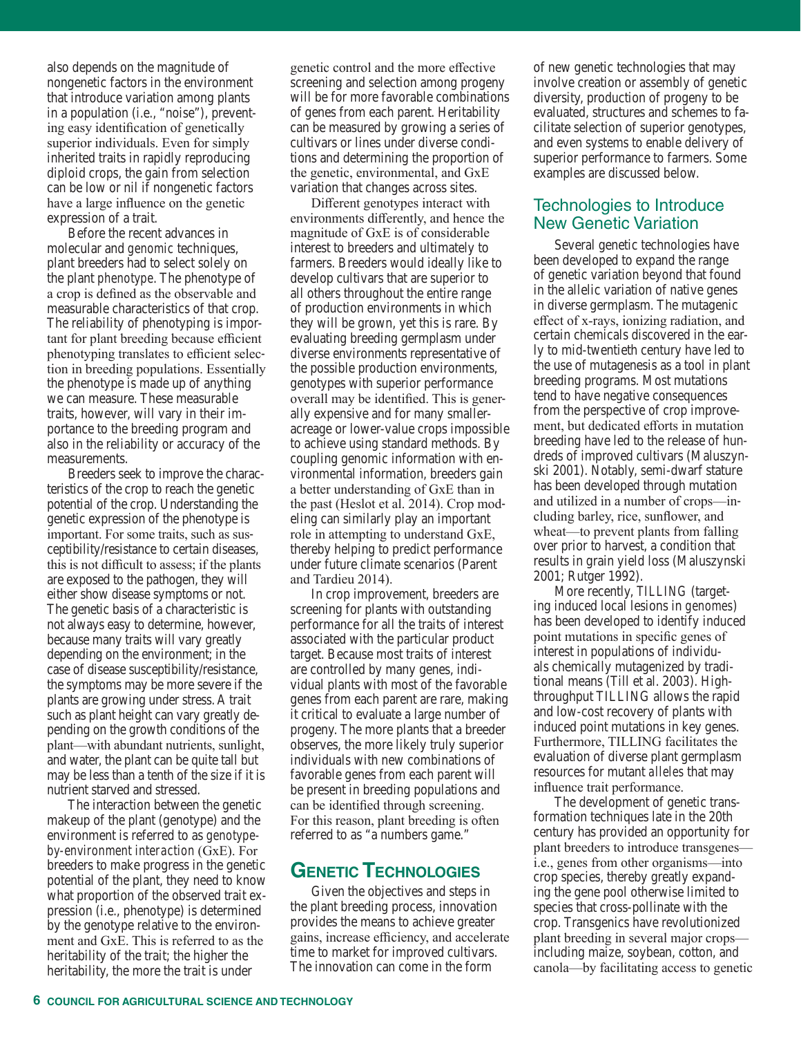also depends on the magnitude of nongenetic factors in the environment that introduce variation among plants in a population (i.e., "noise"), preventing easy identification of genetically superior individuals. Even for simply inherited traits in rapidly reproducing diploid crops, the gain from selection can be low or nil if nongenetic factors have a large influence on the genetic expression of a trait.

Before the recent advances in molecular and *genomic* techniques, plant breeders had to select solely on the plant *phenotype*. The phenotype of a crop is defined as the observable and measurable characteristics of that crop. The reliability of phenotyping is important for plant breeding because efficient phenotyping translates to efficient selection in breeding populations. Essentially the phenotype is made up of anything we can measure. These measurable traits, however, will vary in their importance to the breeding program and also in the reliability or accuracy of the measurements.

Breeders seek to improve the characteristics of the crop to reach the genetic potential of the crop. Understanding the genetic expression of the phenotype is important. For some traits, such as susceptibility/resistance to certain diseases, this is not difficult to assess; if the plants are exposed to the pathogen, they will either show disease symptoms or not. The genetic basis of a characteristic is not always easy to determine, however, because many traits will vary greatly depending on the environment; in the case of disease susceptibility/resistance, the symptoms may be more severe if the plants are growing under stress. A trait such as plant height can vary greatly depending on the growth conditions of the plant—with abundant nutrients, sunlight, and water, the plant can be quite tall but may be less than a tenth of the size if it is nutrient starved and stressed.

The interaction between the genetic makeup of the plant (genotype) and the environment is referred to as *genotype-by-environment interaction* (GxE). For breeders to make progress in the genetic potential of the plant, they need to know what proportion of the observed trait expression (i.e., phenotype) is determined by the genotype relative to the environment and GxE. This is referred to as the heritability of the trait; the higher the heritability, the more the trait is under genetic control and the more effective screening and selection among progeny will be for more favorable combinations of genes from each parent. Heritability can be measured by growing a series of cultivars or lines under diverse conditions and determining the proportion of the genetic, environmental, and GxE variation that changes across sites.

Different genotypes interact with environments differently, and hence the magnitude of GxE is of considerable interest to breeders and ultimately to farmers. Breeders would ideally like to develop cultivars that are superior to all others throughout the entire range of production environments in which they will be grown, yet this is rare. By evaluating breeding germplasm under diverse environments representative of the possible production environments, genotypes with superior performance overall may be identified. This is generally expensive and for many smaller-acreage or lower-value crops impossible to achieve using standard methods. By coupling genomic information with environmental information, breeders gain a better understanding of GxE than in the past (Heslot et al. 2014). Crop modeling can similarly play an important role in attempting to understand GxE, thereby helping to predict performance under future climate scenarios (Parent and Tardieu 2014).

In crop improvement, breeders are screening for plants with outstanding performance for all the traits of interest associated with the particular product target. Because most traits of interest are controlled by many genes, individual plants with most of the favorable genes from each parent are rare, making it critical to evaluate a large number of progeny. The more plants that a breeder observes, the more likely truly superior individuals with new combinations of favorable genes from each parent will be present in breeding populations and can be identified through screening. For this reason, plant breeding is often referred to as "a numbers game."

## Genetic Technologies

Given the objectives and steps in the plant breeding process, innovation provides the means to achieve greater gains, increase efficiency, and accelerate time to market for improved cultivars. The innovation can come in the form of new genetic technologies that may involve creation or assembly of genetic diversity, production of progeny to be evaluated, structures and schemes to facilitate selection of superior genotypes, and even systems to enable delivery of superior performance to farmers. Some examples are discussed below.

### Technologies to Introduce New Genetic Variation

Several genetic technologies have been developed to expand the range of genetic variation beyond that found in the allelic variation of native genes in diverse germplasm. The mutagenic effect of x-rays, ionizing radiation, and certain chemicals discovered in the early to mid-twentieth century have led to the use of mutagenesis as a tool in plant breeding programs. Most mutations tend to have negative consequences from the perspective of crop improvement, but dedicated efforts in mutation breeding have led to the release of hundreds of improved cultivars (Maluszynski 2001). Notably, semi-dwarf stature has been developed through mutation and utilized in a number of crops—including barley, rice, sunflower, and wheat—to prevent plants from falling over prior to harvest, a condition that results in grain yield loss (Maluszynski 2001; Rutger 1992).

More recently, TILLING (targeting induced local lesions in *genomes*) has been developed to identify induced point mutations in specific genes of interest in populations of individuals chemically mutagenized by traditional means (Till et al. 2003). High-throughput TILLING allows the rapid and low-cost recovery of plants with induced point mutations in key genes. Furthermore, TILLING facilitates the evaluation of diverse plant germplasm resources for mutant *alleles* that may influence trait performance.

The development of genetic transformation techniques late in the 20th century has provided an opportunity for plant breeders to introduce transgenes—i.e., genes from other organisms—into crop species, thereby greatly expanding the gene pool otherwise limited to species that cross-pollinate with the crop. Transgenics have revolutionized plant breeding in several major crops—including maize, soybean, cotton, and canola—by facilitating access to genetic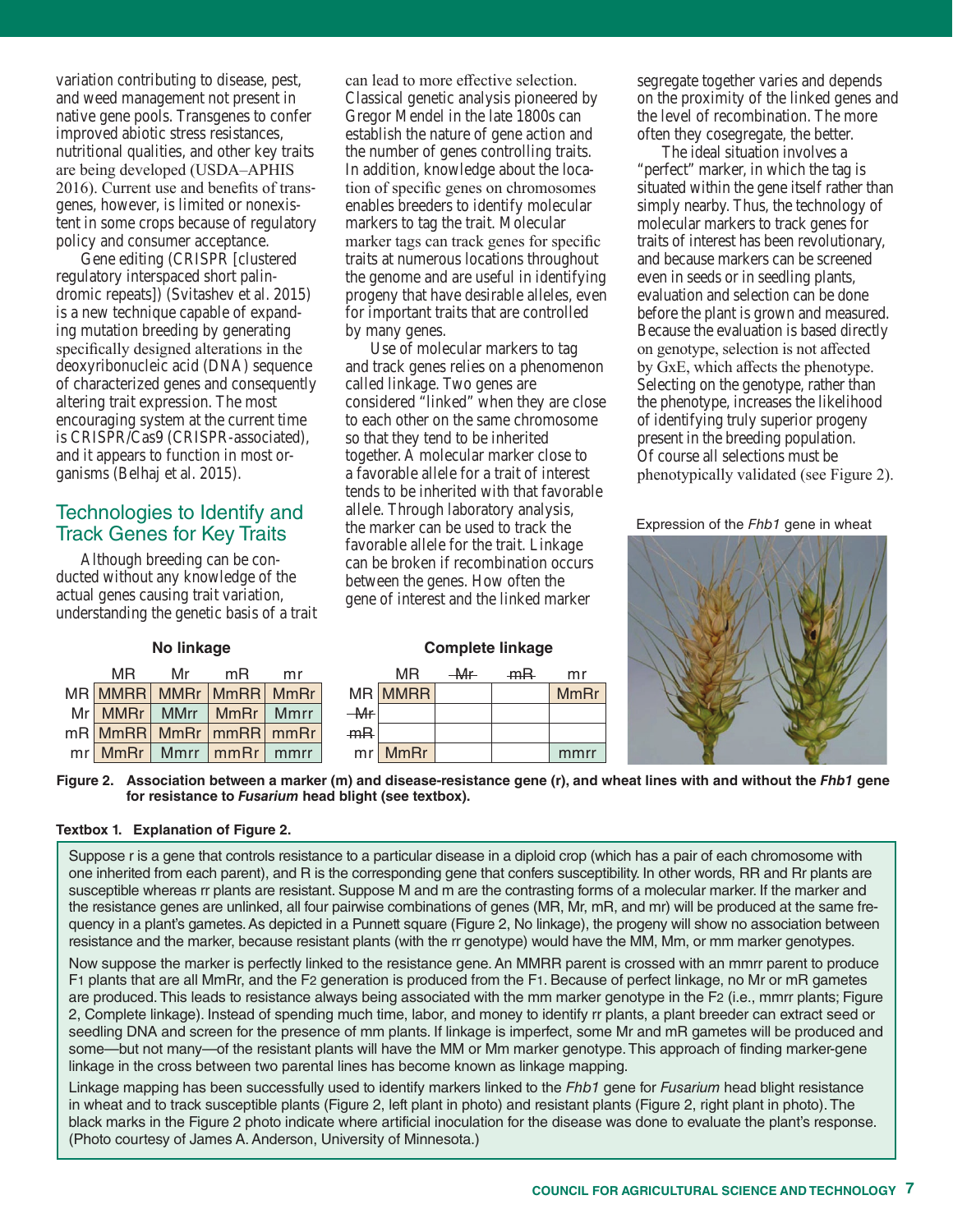variation contributing to disease, pest, and weed management not present in native gene pools. Transgenes to confer improved abiotic stress resistances, nutritional qualities, and other key traits are being developed (USDA–APHIS 2016). Current use and benefits of transgenes, however, is limited or nonexistent in some crops because of regulatory policy and consumer acceptance.

Gene editing (CRISPR [clustered regulatory interspaced short palindromic repeats]) (Svitashev et al. 2015) is a new technique capable of expanding mutation breeding by generating specifically designed alterations in the deoxyribonucleic acid (DNA) sequence of characterized genes and consequently altering trait expression. The most encouraging system at the current time is CRISPR/Cas9 (CRISPR-associated), and it appears to function in most organisms (Belhaj et al. 2015).

## Technologies to Identify and Track Genes for Key Traits

Although breeding can be conducted without any knowledge of the actual genes causing trait variation, understanding the genetic basis of a trait can lead to more effective selection. Classical genetic analysis pioneered by Gregor Mendel in the late 1800s can establish the nature of gene action and the number of genes controlling traits. In addition, knowledge about the location of specific genes on chromosomes enables breeders to identify molecular markers to tag the trait. Molecular marker tags can track genes for specific traits at numerous locations throughout the genome and are useful in identifying progeny that have desirable alleles, even for important traits that are controlled by many genes.

Use of molecular markers to tag and track genes relies on a phenomenon called linkage. Two genes are considered "linked" when they are close to each other on the same chromosome so that they tend to be inherited together. A molecular marker close to a favorable allele for a trait of interest tends to be inherited with that favorable allele. Through laboratory analysis, the marker can be used to track the favorable allele for the trait. Linkage can be broken if recombination occurs between the genes. How often the gene of interest and the linked marker segregate together varies and depends on the proximity of the linked genes and the level of recombination. The more often they cosegregate, the better.

The ideal situation involves a "perfect" marker, in which the tag is situated within the gene itself rather than simply nearby. Thus, the technology of molecular markers to track genes for traits of interest has been revolutionary, and because markers can be screened even in seeds or in seedling plants, evaluation and selection can be done before the plant is grown and measured. Because the evaluation is based directly on genotype, selection is not affected by GxE, which affects the phenotype. Selecting on the genotype, rather than the phenotype, increases the likelihood of identifying truly superior progeny present in the breeding population. Of course all selections must be phenotypically validated (see Figure 2).

**No linkage**

| | MR | Mr | mR | mr |
|---|---|---|---|---|
| MR | MMRR | MMRr | MmRR | MmRr |
| Mr | MMRr | MMrr | MmRr | Mmrr |
| mR | MmRR | MmRr | mmRR | mmRr |
| mr | MmRr | Mmrr | mmRr | mmrr |

**Complete linkage**

| | MR | ~~Mr~~ | ~~mR~~ | mr |
|---|---|---|---|---|
| MR | MMRR | | | MmRr |
| ~~Mr~~ | | | | |
| ~~mR~~ | | | | |
| mr | MmRr | | | mmrr |

Expression of the *Fhb1* gene in wheat

**Figure 2. Association between a marker (m) and disease-resistance gene (r), and wheat lines with and without the *Fhb1* gene for resistance to *Fusarium* head blight (see textbox).**

**Textbox 1. Explanation of Figure 2.**

Suppose r is a gene that controls resistance to a particular disease in a diploid crop (which has a pair of each chromosome with one inherited from each parent), and R is the corresponding gene that confers susceptibility. In other words, RR and Rr plants are susceptible whereas rr plants are resistant. Suppose M and m are the contrasting forms of a molecular marker. If the marker and the resistance genes are unlinked, all four pairwise combinations of genes (MR, Mr, mR, and mr) will be produced at the same frequency in a plant's gametes. As depicted in a Punnett square (Figure 2, No linkage), the progeny will show no association between resistance and the marker, because resistant plants (with the rr genotype) would have the MM, Mm, or mm marker genotypes.

Now suppose the marker is perfectly linked to the resistance gene. An MMRR parent is crossed with an mmrr parent to produce $F_1$ plants that are all MmRr, and the $F_2$ generation is produced from the $F_1$. Because of perfect linkage, no Mr or mR gametes are produced. This leads to resistance always being associated with the mm marker genotype in the $F_2$ (i.e., mmrr plants; Figure 2, Complete linkage). Instead of spending much time, labor, and money to identify rr plants, a plant breeder can extract seed or seedling DNA and screen for the presence of mm plants. If linkage is imperfect, some Mr and mR gametes will be produced and some—but not many—of the resistant plants will have the MM or Mm marker genotype. This approach of finding marker-gene linkage in the cross between two parental lines has become known as linkage mapping.

Linkage mapping has been successfully used to identify markers linked to the *Fhb1* gene for *Fusarium* head blight resistance in wheat and to track susceptible plants (Figure 2, left plant in photo) and resistant plants (Figure 2, right plant in photo). The black marks in the Figure 2 photo indicate where artificial inoculation for the disease was done to evaluate the plant's response. (Photo courtesy of James A. Anderson, University of Minnesota.)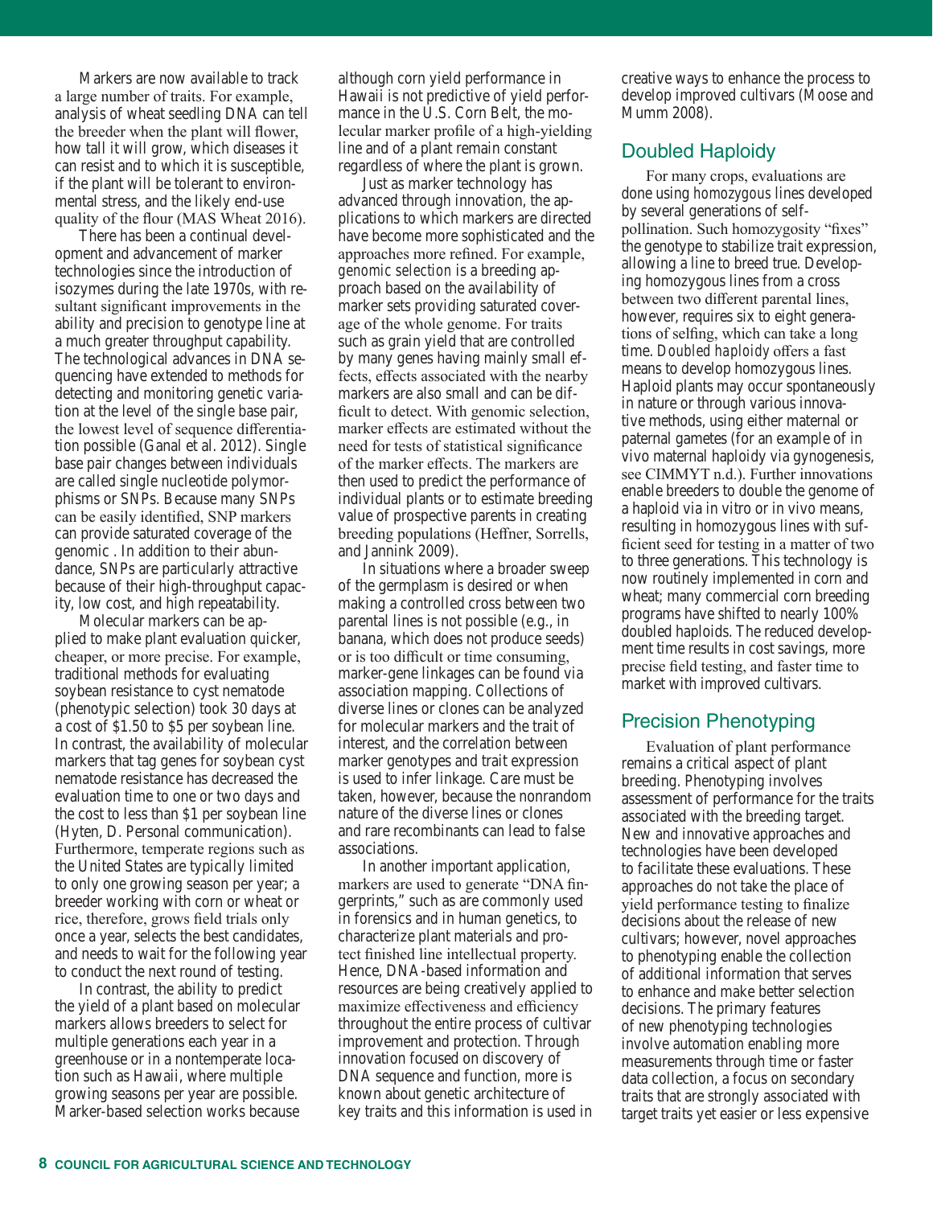Markers are now available to track a large number of traits. For example, analysis of wheat seedling DNA can tell the breeder when the plant will flower, how tall it will grow, which diseases it can resist and to which it is susceptible, if the plant will be tolerant to environmental stress, and the likely end-use quality of the flour (MAS Wheat 2016).

There has been a continual development and advancement of marker technologies since the introduction of isozymes during the late 1970s, with resultant significant improvements in the ability and precision to genotype line at a much greater throughput capability. The technological advances in DNA sequencing have extended to methods for detecting and monitoring genetic variation at the level of the single base pair, the lowest level of sequence differentiation possible (Ganal et al. 2012). Single base pair changes between individuals are called single nucleotide polymorphisms or SNPs. Because many SNPs can be easily identified, SNP markers can provide saturated coverage of the genomic . In addition to their abundance, SNPs are particularly attractive because of their high-throughput capacity, low cost, and high repeatability.

Molecular markers can be applied to make plant evaluation quicker, cheaper, or more precise. For example, traditional methods for evaluating soybean resistance to cyst nematode (phenotypic selection) took 30 days at a cost of $1.50 to $5 per soybean line. In contrast, the availability of molecular markers that tag genes for soybean cyst nematode resistance has decreased the evaluation time to one or two days and the cost to less than $1 per soybean line (Hyten, D. Personal communication). Furthermore, temperate regions such as the United States are typically limited to only one growing season per year; a breeder working with corn or wheat or rice, therefore, grows field trials only once a year, selects the best candidates, and needs to wait for the following year to conduct the next round of testing.

In contrast, the ability to predict the yield of a plant based on molecular markers allows breeders to select for multiple generations each year in a greenhouse or in a nontemperate location such as Hawaii, where multiple growing seasons per year are possible. Marker-based selection works because although corn yield performance in Hawaii is not predictive of yield performance in the U.S. Corn Belt, the molecular marker profile of a high-yielding line and of a plant remain constant regardless of where the plant is grown.

Just as marker technology has advanced through innovation, the applications to which markers are directed have become more sophisticated and the approaches more refined. For example, *genomic selection* is a breeding approach based on the availability of marker sets providing saturated coverage of the whole genome. For traits such as grain yield that are controlled by many genes having mainly small effects, effects associated with the nearby markers are also small and can be difficult to detect. With genomic selection, marker effects are estimated without the need for tests of statistical significance of the marker effects. The markers are then used to predict the performance of individual plants or to estimate breeding value of prospective parents in creating breeding populations (Heffner, Sorrells, and Jannink 2009).

In situations where a broader sweep of the germplasm is desired or when making a controlled cross between two parental lines is not possible (e.g., in banana, which does not produce seeds) or is too difficult or time consuming, marker-gene linkages can be found via association mapping. Collections of diverse lines or clones can be analyzed for molecular markers and the trait of interest, and the correlation between marker genotypes and trait expression is used to infer linkage. Care must be taken, however, because the nonrandom nature of the diverse lines or clones and rare recombinants can lead to false associations.

In another important application, markers are used to generate "DNA fingerprints," such as are commonly used in forensics and in human genetics, to characterize plant materials and protect finished line intellectual property. Hence, DNA-based information and resources are being creatively applied to maximize effectiveness and efficiency throughout the entire process of cultivar improvement and protection. Through innovation focused on discovery of DNA sequence and function, more is known about genetic architecture of key traits and this information is used in creative ways to enhance the process to develop improved cultivars (Moose and Mumm 2008).

## Doubled Haploidy

For many crops, evaluations are done using *homozygous* lines developed by several generations of self-pollination. Such homozygosity "fixes" the genotype to stabilize trait expression, allowing a line to breed true. Developing homozygous lines from a cross between two different parental lines, however, requires six to eight generations of selfing, which can take a long time. *Doubled haploidy* offers a fast means to develop homozygous lines. Haploid plants may occur spontaneously in nature or through various innovative methods, using either maternal or paternal gametes (for an example of in vivo maternal haploidy via gynogenesis, see CIMMYT n.d.). Further innovations enable breeders to double the genome of a haploid via in vitro or in vivo means, resulting in homozygous lines with sufficient seed for testing in a matter of two to three generations. This technology is now routinely implemented in corn and wheat; many commercial corn breeding programs have shifted to nearly 100% doubled haploids. The reduced development time results in cost savings, more precise field testing, and faster time to market with improved cultivars.

## Precision Phenotyping

Evaluation of plant performance remains a critical aspect of plant breeding. Phenotyping involves assessment of performance for the traits associated with the breeding target. New and innovative approaches and technologies have been developed to facilitate these evaluations. These approaches do not take the place of yield performance testing to finalize decisions about the release of new cultivars; however, novel approaches to phenotyping enable the collection of additional information that serves to enhance and make better selection decisions. The primary features of new phenotyping technologies involve automation enabling more measurements through time or faster data collection, a focus on secondary traits that are strongly associated with target traits yet easier or less expensive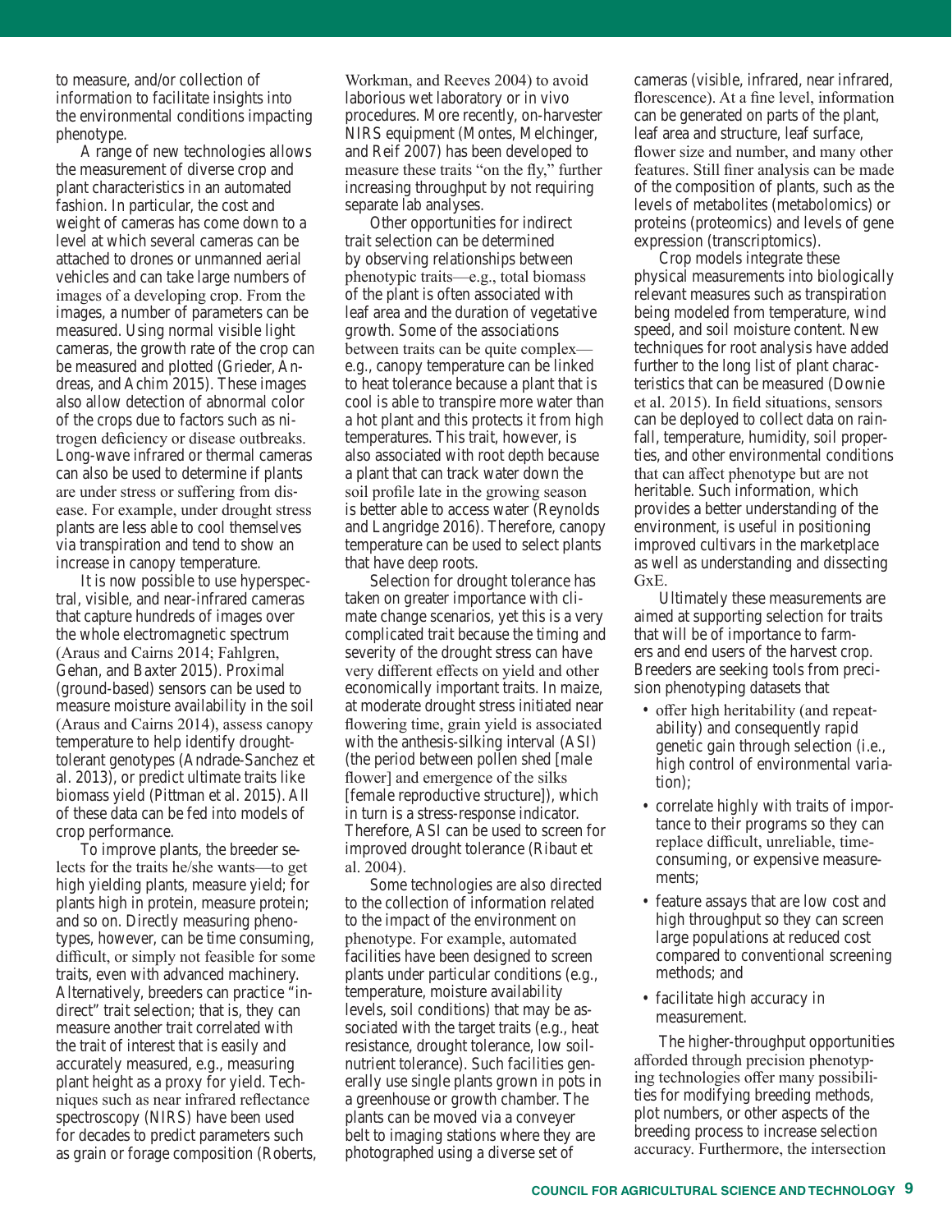to measure, and/or collection of information to facilitate insights into the environmental conditions impacting phenotype.

A range of new technologies allows the measurement of diverse crop and plant characteristics in an automated fashion. In particular, the cost and weight of cameras has come down to a level at which several cameras can be attached to drones or unmanned aerial vehicles and can take large numbers of images of a developing crop. From the images, a number of parameters can be measured. Using normal visible light cameras, the growth rate of the crop can be measured and plotted (Grieder, Andreas, and Achim 2015). These images also allow detection of abnormal color of the crops due to factors such as nitrogen deficiency or disease outbreaks. Long-wave infrared or thermal cameras can also be used to determine if plants are under stress or suffering from disease. For example, under drought stress plants are less able to cool themselves via transpiration and tend to show an increase in canopy temperature.

It is now possible to use hyperspectral, visible, and near-infrared cameras that capture hundreds of images over the whole electromagnetic spectrum (Araus and Cairns 2014; Fahlgren, Gehan, and Baxter 2015). Proximal (ground-based) sensors can be used to measure moisture availability in the soil (Araus and Cairns 2014), assess canopy temperature to help identify drought-tolerant genotypes (Andrade-Sanchez et al. 2013), or predict ultimate traits like biomass yield (Pittman et al. 2015). All of these data can be fed into models of crop performance.

To improve plants, the breeder selects for the traits he/she wants—to get high yielding plants, measure yield; for plants high in protein, measure protein; and so on. Directly measuring phenotypes, however, can be time consuming, difficult, or simply not feasible for some traits, even with advanced machinery. Alternatively, breeders can practice "indirect" trait selection; that is, they can measure another trait correlated with the trait of interest that is easily and accurately measured, e.g., measuring plant height as a proxy for yield. Techniques such as near infrared reflectance spectroscopy (NIRS) have been used for decades to predict parameters such as grain or forage composition (Roberts, Workman, and Reeves 2004) to avoid laborious wet laboratory or in vivo procedures. More recently, on-harvester NIRS equipment (Montes, Melchinger, and Reif 2007) has been developed to measure these traits "on the fly," further increasing throughput by not requiring separate lab analyses.

Other opportunities for indirect trait selection can be determined by observing relationships between phenotypic traits—e.g., total biomass of the plant is often associated with leaf area and the duration of vegetative growth. Some of the associations between traits can be quite complex—e.g., canopy temperature can be linked to heat tolerance because a plant that is cool is able to transpire more water than a hot plant and this protects it from high temperatures. This trait, however, is also associated with root depth because a plant that can track water down the soil profile late in the growing season is better able to access water (Reynolds and Langridge 2016). Therefore, canopy temperature can be used to select plants that have deep roots.

Selection for drought tolerance has taken on greater importance with climate change scenarios, yet this is a very complicated trait because the timing and severity of the drought stress can have very different effects on yield and other economically important traits. In maize, at moderate drought stress initiated near flowering time, grain yield is associated with the anthesis-silking interval (ASI) (the period between pollen shed [male flower] and emergence of the silks [female reproductive structure]), which in turn is a stress-response indicator. Therefore, ASI can be used to screen for improved drought tolerance (Ribaut et al. 2004).

Some technologies are also directed to the collection of information related to the impact of the environment on phenotype. For example, automated facilities have been designed to screen plants under particular conditions (e.g., temperature, moisture availability levels, soil conditions) that may be associated with the target traits (e.g., heat resistance, drought tolerance, low soil-nutrient tolerance). Such facilities generally use single plants grown in pots in a greenhouse or growth chamber. The plants can be moved via a conveyer belt to imaging stations where they are photographed using a diverse set of cameras (visible, infrared, near infrared, florescence). At a fine level, information can be generated on parts of the plant, leaf area and structure, leaf surface, flower size and number, and many other features. Still finer analysis can be made of the composition of plants, such as the levels of metabolites (metabolomics) or proteins (proteomics) and levels of gene expression (transcriptomics).

Crop models integrate these physical measurements into biologically relevant measures such as transpiration being modeled from temperature, wind speed, and soil moisture content. New techniques for root analysis have added further to the long list of plant characteristics that can be measured (Downie et al. 2015). In field situations, sensors can be deployed to collect data on rainfall, temperature, humidity, soil properties, and other environmental conditions that can affect phenotype but are not heritable. Such information, which provides a better understanding of the environment, is useful in positioning improved cultivars in the marketplace as well as understanding and dissecting GxE.

Ultimately these measurements are aimed at supporting selection for traits that will be of importance to farmers and end users of the harvest crop. Breeders are seeking tools from precision phenotyping datasets that

- offer high heritability (and repeatability) and consequently rapid genetic gain through selection (i.e., high control of environmental variation);
- correlate highly with traits of importance to their programs so they can replace difficult, unreliable, time-consuming, or expensive measurements;
- feature assays that are low cost and high throughput so they can screen large populations at reduced cost compared to conventional screening methods; and
- facilitate high accuracy in measurement.

The higher-throughput opportunities afforded through precision phenotyping technologies offer many possibilities for modifying breeding methods, plot numbers, or other aspects of the breeding process to increase selection accuracy. Furthermore, the intersection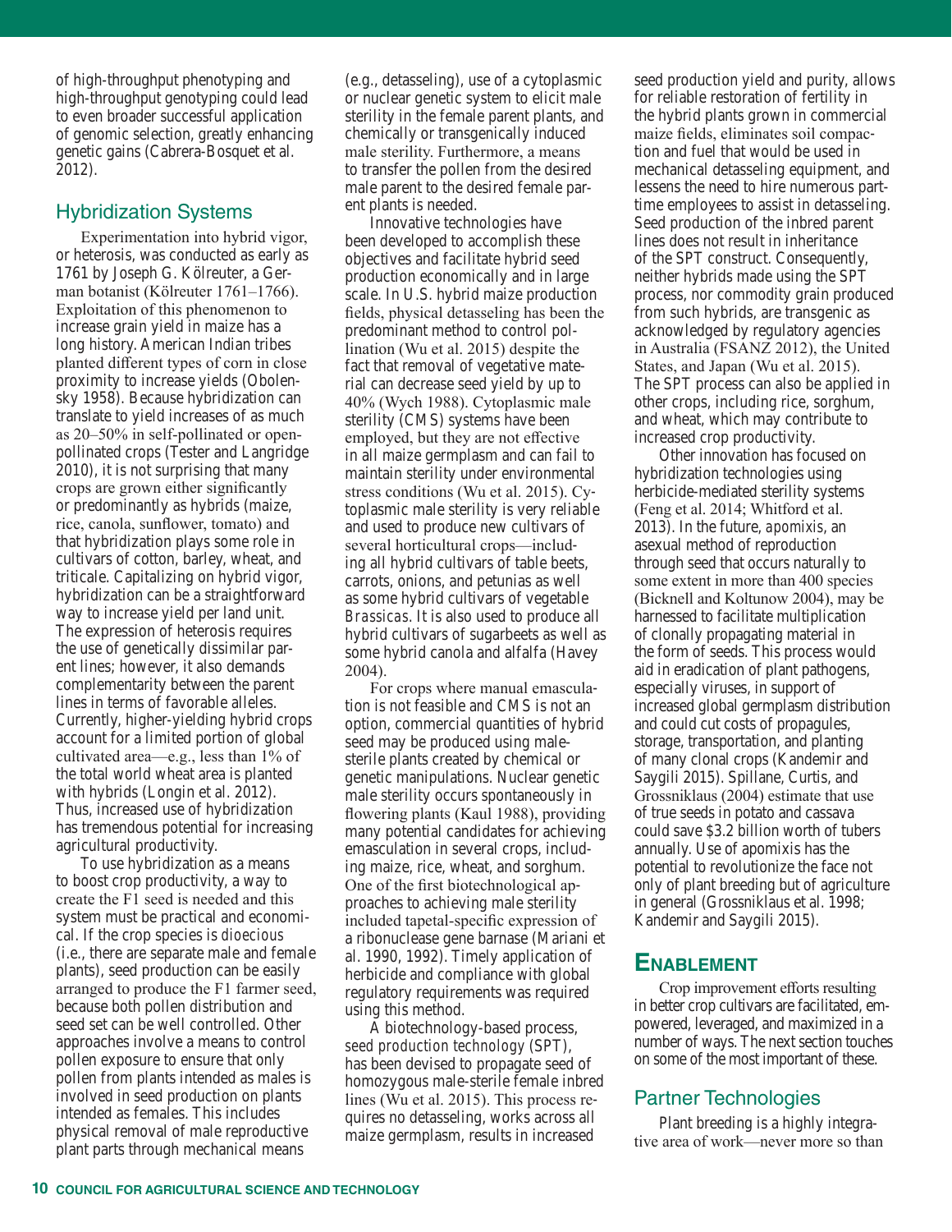of high-throughput phenotyping and high-throughput genotyping could lead to even broader successful application of genomic selection, greatly enhancing genetic gains (Cabrera-Bosquet et al. 2012).

### Hybridization Systems

Experimentation into hybrid vigor, or heterosis, was conducted as early as 1761 by Joseph G. Kölreuter, a German botanist (Kölreuter 1761–1766). Exploitation of this phenomenon to increase grain yield in maize has a long history. American Indian tribes planted different types of corn in close proximity to increase yields (Obolensky 1958). Because hybridization can translate to yield increases of as much as 20–50% in self-pollinated or open-pollinated crops (Tester and Langridge 2010), it is not surprising that many crops are grown either significantly or predominantly as hybrids (maize, rice, canola, sunflower, tomato) and that hybridization plays some role in cultivars of cotton, barley, wheat, and triticale. Capitalizing on hybrid vigor, hybridization can be a straightforward way to increase yield per land unit. The expression of heterosis requires the use of genetically dissimilar parent lines; however, it also demands complementarity between the parent lines in terms of favorable alleles. Currently, higher-yielding hybrid crops account for a limited portion of global cultivated area—e.g., less than 1% of the total world wheat area is planted with hybrids (Longin et al. 2012). Thus, increased use of hybridization has tremendous potential for increasing agricultural productivity.

To use hybridization as a means to boost crop productivity, a way to create the F1 seed is needed and this system must be practical and economical. If the crop species is *dioecious* (i.e., there are separate male and female plants), seed production can be easily arranged to produce the F1 farmer seed, because both pollen distribution and seed set can be well controlled. Other approaches involve a means to control pollen exposure to ensure that only pollen from plants intended as males is involved in seed production on plants intended as females. This includes physical removal of male reproductive plant parts through mechanical means (e.g., detasseling), use of a cytoplasmic or nuclear genetic system to elicit male sterility in the female parent plants, and chemically or transgenically induced male sterility. Furthermore, a means to transfer the pollen from the desired male parent to the desired female parent plants is needed.

Innovative technologies have been developed to accomplish these objectives and facilitate hybrid seed production economically and in large scale. In U.S. hybrid maize production fields, physical detasseling has been the predominant method to control pollination (Wu et al. 2015) despite the fact that removal of vegetative material can decrease seed yield by up to 40% (Wych 1988). Cytoplasmic male sterility (CMS) systems have been employed, but they are not effective in all maize germplasm and can fail to maintain sterility under environmental stress conditions (Wu et al. 2015). Cytoplasmic male sterility is very reliable and used to produce new cultivars of several horticultural crops—including all hybrid cultivars of table beets, carrots, onions, and petunias as well as some hybrid cultivars of vegetable *Brassicas*. It is also used to produce all hybrid cultivars of sugarbeets as well as some hybrid canola and alfalfa (Havey 2004).

For crops where manual emasculation is not feasible and CMS is not an option, commercial quantities of hybrid seed may be produced using male-sterile plants created by chemical or genetic manipulations. Nuclear genetic male sterility occurs spontaneously in flowering plants (Kaul 1988), providing many potential candidates for achieving emasculation in several crops, including maize, rice, wheat, and sorghum. One of the first biotechnological approaches to achieving male sterility included tapetal-specific expression of a ribonuclease gene barnase (Mariani et al. 1990, 1992). Timely application of herbicide and compliance with global regulatory requirements was required using this method.

A biotechnology-based process, *seed production technology* (SPT), has been devised to propagate seed of homozygous male-sterile female inbred lines (Wu et al. 2015). This process requires no detasseling, works across all maize germplasm, results in increased seed production yield and purity, allows for reliable restoration of fertility in the hybrid plants grown in commercial maize fields, eliminates soil compaction and fuel that would be used in mechanical detasseling equipment, and lessens the need to hire numerous part-time employees to assist in detasseling. Seed production of the inbred parent lines does not result in inheritance of the SPT construct. Consequently, neither hybrids made using the SPT process, nor commodity grain produced from such hybrids, are transgenic as acknowledged by regulatory agencies in Australia (FSANZ 2012), the United States, and Japan (Wu et al. 2015). The SPT process can also be applied in other crops, including rice, sorghum, and wheat, which may contribute to increased crop productivity.

Other innovation has focused on hybridization technologies using herbicide-mediated sterility systems (Feng et al. 2014; Whitford et al. 2013). In the future, *apomixis*, an asexual method of reproduction through seed that occurs naturally to some extent in more than 400 species (Bicknell and Koltunow 2004), may be harnessed to facilitate multiplication of clonally propagating material in the form of seeds. This process would aid in eradication of plant pathogens, especially viruses, in support of increased global germplasm distribution and could cut costs of propagules, storage, transportation, and planting of many clonal crops (Kandemir and Saygili 2015). Spillane, Curtis, and Grossniklaus (2004) estimate that use of true seeds in potato and cassava could save $3.2 billion worth of tubers annually. Use of apomixis has the potential to revolutionize the face not only of plant breeding but of agriculture in general (Grossniklaus et al. 1998; Kandemir and Saygili 2015).

## Enablement

Crop improvement efforts resulting in better crop cultivars are facilitated, empowered, leveraged, and maximized in a number of ways. The next section touches on some of the most important of these.

### Partner Technologies

Plant breeding is a highly integrative area of work—never more so than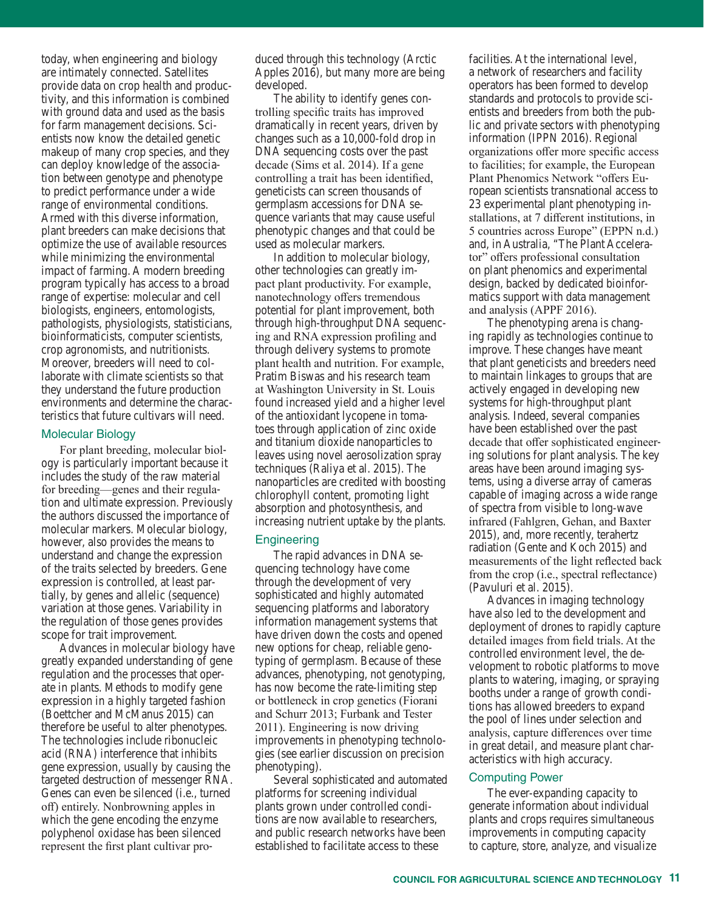today, when engineering and biology are intimately connected. Satellites provide data on crop health and productivity, and this information is combined with ground data and used as the basis for farm management decisions. Scientists now know the detailed genetic makeup of many crop species, and they can deploy knowledge of the association between genotype and phenotype to predict performance under a wide range of environmental conditions. Armed with this diverse information, plant breeders can make decisions that optimize the use of available resources while minimizing the environmental impact of farming. A modern breeding program typically has access to a broad range of expertise: molecular and cell biologists, engineers, entomologists, pathologists, physiologists, statisticians, bioinformaticists, computer scientists, crop agronomists, and nutritionists. Moreover, breeders will need to collaborate with climate scientists so that they understand the future production environments and determine the characteristics that future cultivars will need.

## Molecular Biology

For plant breeding, molecular biology is particularly important because it includes the study of the raw material for breeding—genes and their regulation and ultimate expression. Previously the authors discussed the importance of molecular markers. Molecular biology, however, also provides the means to understand and change the expression of the traits selected by breeders. Gene expression is controlled, at least partially, by genes and allelic (sequence) variation at those genes. Variability in the regulation of those genes provides scope for trait improvement.

Advances in molecular biology have greatly expanded understanding of gene regulation and the processes that operate in plants. Methods to modify gene expression in a highly targeted fashion (Boettcher and McManus 2015) can therefore be useful to alter phenotypes. The technologies include ribonucleic acid (RNA) interference that inhibits gene expression, usually by causing the targeted destruction of messenger RNA. Genes can even be silenced (i.e., turned off) entirely. Nonbrowning apples in which the gene encoding the enzyme polyphenol oxidase has been silenced represent the first plant cultivar produced through this technology (Arctic Apples 2016), but many more are being developed.

The ability to identify genes controlling specific traits has improved dramatically in recent years, driven by changes such as a 10,000-fold drop in DNA sequencing costs over the past decade (Sims et al. 2014). If a gene controlling a trait has been identified, geneticists can screen thousands of germplasm accessions for DNA sequence variants that may cause useful phenotypic changes and that could be used as molecular markers.

In addition to molecular biology, other technologies can greatly impact plant productivity. For example, nanotechnology offers tremendous potential for plant improvement, both through high-throughput DNA sequencing and RNA expression profiling and through delivery systems to promote plant health and nutrition. For example, Pratim Biswas and his research team at Washington University in St. Louis found increased yield and a higher level of the antioxidant lycopene in tomatoes through application of zinc oxide and titanium dioxide nanoparticles to leaves using novel aerosolization spray techniques (Raliya et al. 2015). The nanoparticles are credited with boosting chlorophyll content, promoting light absorption and photosynthesis, and increasing nutrient uptake by the plants.

## Engineering

The rapid advances in DNA sequencing technology have come through the development of very sophisticated and highly automated sequencing platforms and laboratory information management systems that have driven down the costs and opened new options for cheap, reliable genotyping of germplasm. Because of these advances, phenotyping, not genotyping, has now become the rate-limiting step or bottleneck in crop genetics (Fiorani and Schurr 2013; Furbank and Tester 2011). Engineering is now driving improvements in phenotyping technologies (see earlier discussion on precision phenotyping).

Several sophisticated and automated platforms for screening individual plants grown under controlled conditions are now available to researchers, and public research networks have been established to facilitate access to these facilities. At the international level, a network of researchers and facility operators has been formed to develop standards and protocols to provide scientists and breeders from both the public and private sectors with phenotyping information (IPPN 2016). Regional organizations offer more specific access to facilities; for example, the European Plant Phenomics Network "offers European scientists transnational access to 23 experimental plant phenotyping installations, at 7 different institutions, in 5 countries across Europe" (EPPN n.d.) and, in Australia, "The Plant Accelerator" offers professional consultation on plant phenomics and experimental design, backed by dedicated bioinformatics support with data management and analysis (APPF 2016).

The phenotyping arena is changing rapidly as technologies continue to improve. These changes have meant that plant geneticists and breeders need to maintain linkages to groups that are actively engaged in developing new systems for high-throughput plant analysis. Indeed, several companies have been established over the past decade that offer sophisticated engineering solutions for plant analysis. The key areas have been around imaging systems, using a diverse array of cameras capable of imaging across a wide range of spectra from visible to long-wave infrared (Fahlgren, Gehan, and Baxter 2015), and, more recently, terahertz radiation (Gente and Koch 2015) and measurements of the light reflected back from the crop (i.e., spectral reflectance) (Pavuluri et al. 2015).

Advances in imaging technology have also led to the development and deployment of drones to rapidly capture detailed images from field trials. At the controlled environment level, the development to robotic platforms to move plants to watering, imaging, or spraying booths under a range of growth conditions has allowed breeders to expand the pool of lines under selection and analysis, capture differences over time in great detail, and measure plant characteristics with high accuracy.

## Computing Power

The ever-expanding capacity to generate information about individual plants and crops requires simultaneous improvements in computing capacity to capture, store, analyze, and visualize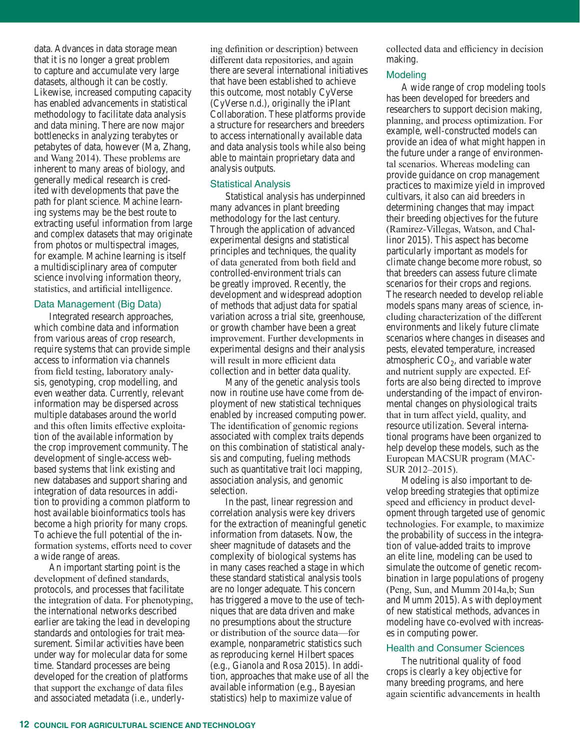data. Advances in data storage mean that it is no longer a great problem to capture and accumulate very large datasets, although it can be costly. Likewise, increased computing capacity has enabled advancements in statistical methodology to facilitate data analysis and data mining. There are now major bottlenecks in analyzing terabytes or petabytes of data, however (Ma, Zhang, and Wang 2014). These problems are inherent to many areas of biology, and generally medical research is credited with developments that pave the path for plant science. Machine learning systems may be the best route to extracting useful information from large and complex datasets that may originate from photos or multispectral images, for example. Machine learning is itself a multidisciplinary area of computer science involving information theory, statistics, and artificial intelligence.

### Data Management (Big Data)

Integrated research approaches, which combine data and information from various areas of crop research, require systems that can provide simple access to information via channels from field testing, laboratory analysis, genotyping, crop modelling, and even weather data. Currently, relevant information may be dispersed across multiple databases around the world and this often limits effective exploitation of the available information by the crop improvement community. The development of single-access web-based systems that link existing and new databases and support sharing and integration of data resources in addition to providing a common platform to host available bioinformatics tools has become a high priority for many crops. To achieve the full potential of the information systems, efforts need to cover a wide range of areas.

An important starting point is the development of defined standards, protocols, and processes that facilitate the integration of data. For phenotyping, the international networks described earlier are taking the lead in developing standards and ontologies for trait measurement. Similar activities have been under way for molecular data for some time. Standard processes are being developed for the creation of platforms that support the exchange of data files and associated metadata (i.e., underlying definition or description) between different data repositories, and again there are several international initiatives that have been established to achieve this outcome, most notably CyVerse (CyVerse n.d.), originally the iPlant Collaboration. These platforms provide a structure for researchers and breeders to access internationally available data and data analysis tools while also being able to maintain proprietary data and analysis outputs.

### Statistical Analysis

Statistical analysis has underpinned many advances in plant breeding methodology for the last century. Through the application of advanced experimental designs and statistical principles and techniques, the quality of data generated from both field and controlled-environment trials can be greatly improved. Recently, the development and widespread adoption of methods that adjust data for spatial variation across a trial site, greenhouse, or growth chamber have been a great improvement. Further developments in experimental designs and their analysis will result in more efficient data collection and in better data quality.

Many of the genetic analysis tools now in routine use have come from deployment of new statistical techniques enabled by increased computing power. The identification of genomic regions associated with complex traits depends on this combination of statistical analysis and computing, fueling methods such as quantitative trait loci mapping, association analysis, and genomic selection.

In the past, linear regression and correlation analysis were key drivers for the extraction of meaningful genetic information from datasets. Now, the sheer magnitude of datasets and the complexity of biological systems has in many cases reached a stage in which these standard statistical analysis tools are no longer adequate. This concern has triggered a move to the use of techniques that are data driven and make no presumptions about the structure or distribution of the source data—for example, nonparametric statistics such as reproducing kernel Hilbert spaces (e.g., Gianola and Rosa 2015). In addition, approaches that make use of all the available information (e.g., Bayesian statistics) help to maximize value of collected data and efficiency in decision making.

### Modeling

A wide range of crop modeling tools has been developed for breeders and researchers to support decision making, planning, and process optimization. For example, well-constructed models can provide an idea of what might happen in the future under a range of environmental scenarios. Whereas modeling can provide guidance on crop management practices to maximize yield in improved cultivars, it also can aid breeders in determining changes that may impact their breeding objectives for the future (Ramirez-Villegas, Watson, and Challinor 2015). This aspect has become particularly important as models for climate change become more robust, so that breeders can assess future climate scenarios for their crops and regions. The research needed to develop reliable models spans many areas of science, including characterization of the different environments and likely future climate scenarios where changes in diseases and pests, elevated temperature, increased atmospheric $CO_2$, and variable water and nutrient supply are expected. Efforts are also being directed to improve understanding of the impact of environmental changes on physiological traits that in turn affect yield, quality, and resource utilization. Several international programs have been organized to help develop these models, such as the European MACSUR program (MACSUR 2012–2015).

Modeling is also important to develop breeding strategies that optimize speed and efficiency in product development through targeted use of genomic technologies. For example, to maximize the probability of success in the integration of value-added traits to improve an elite line, modeling can be used to simulate the outcome of genetic recombination in large populations of progeny (Peng, Sun, and Mumm 2014a,b; Sun and Mumm 2015). As with deployment of new statistical methods, advances in modeling have co-evolved with increases in computing power.

### Health and Consumer Sciences

The nutritional quality of food crops is clearly a key objective for many breeding programs, and here again scientific advancements in health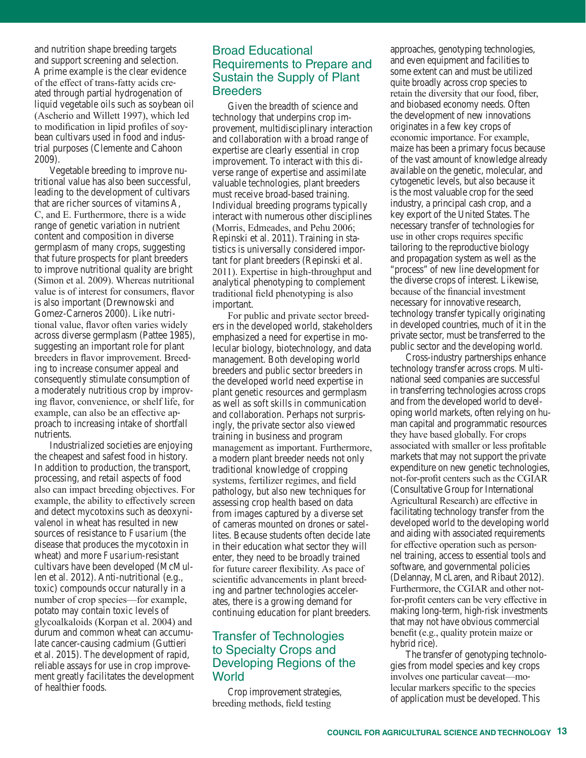and nutrition shape breeding targets and support screening and selection. A prime example is the clear evidence of the effect of trans-fatty acids created through partial hydrogenation of liquid vegetable oils such as soybean oil (Ascherio and Willett 1997), which led to modification in lipid profiles of soybean cultivars used in food and industrial purposes (Clemente and Cahoon 2009).

Vegetable breeding to improve nutritional value has also been successful, leading to the development of cultivars that are richer sources of vitamins A, C, and E. Furthermore, there is a wide range of genetic variation in nutrient content and composition in diverse germplasm of many crops, suggesting that future prospects for plant breeders to improve nutritional quality are bright (Simon et al. 2009). Whereas nutritional value is of interest for consumers, flavor is also important (Drewnowski and Gomez-Carneros 2000). Like nutritional value, flavor often varies widely across diverse germplasm (Pattee 1985), suggesting an important role for plant breeders in flavor improvement. Breeding to increase consumer appeal and consequently stimulate consumption of a moderately nutritious crop by improving flavor, convenience, or shelf life, for example, can also be an effective approach to increasing intake of shortfall nutrients.

Industrialized societies are enjoying the cheapest and safest food in history. In addition to production, the transport, processing, and retail aspects of food also can impact breeding objectives. For example, the ability to effectively screen and detect mycotoxins such as deoxynivalenol in wheat has resulted in new sources of resistance to *Fusarium* (the disease that produces the mycotoxin in wheat) and more *Fusarium*-resistant cultivars have been developed (McMullen et al. 2012). Anti-nutritional (e.g., toxic) compounds occur naturally in a number of crop species—for example, potato may contain toxic levels of glycoalkaloids (Korpan et al. 2004) and durum and common wheat can accumulate cancer-causing cadmium (Guttieri et al. 2015). The development of rapid, reliable assays for use in crop improvement greatly facilitates the development of healthier foods.

## Broad Educational Requirements to Prepare and Sustain the Supply of Plant Breeders

Given the breadth of science and technology that underpins crop improvement, multidisciplinary interaction and collaboration with a broad range of expertise are clearly essential in crop improvement. To interact with this diverse range of expertise and assimilate valuable technologies, plant breeders must receive broad-based training. Individual breeding programs typically interact with numerous other disciplines (Morris, Edmeades, and Pehu 2006; Repinski et al. 2011). Training in statistics is universally considered important for plant breeders (Repinski et al. 2011). Expertise in high-throughput and analytical phenotyping to complement traditional field phenotyping is also important.

For public and private sector breeders in the developed world, stakeholders emphasized a need for expertise in molecular biology, biotechnology, and data management. Both developing world breeders and public sector breeders in the developed world need expertise in plant genetic resources and germplasm as well as soft skills in communication and collaboration. Perhaps not surprisingly, the private sector also viewed training in business and program management as important. Furthermore, a modern plant breeder needs not only traditional knowledge of cropping systems, fertilizer regimes, and field pathology, but also new techniques for assessing crop health based on data from images captured by a diverse set of cameras mounted on drones or satellites. Because students often decide late in their education what sector they will enter, they need to be broadly trained for future career flexibility. As pace of scientific advancements in plant breeding and partner technologies accelerates, there is a growing demand for continuing education for plant breeders.

## Transfer of Technologies to Specialty Crops and Developing Regions of the World

Crop improvement strategies, breeding methods, field testing approaches, genotyping technologies, and even equipment and facilities to some extent can and must be utilized quite broadly across crop species to retain the diversity that our food, fiber, and biobased economy needs. Often the development of new innovations originates in a few key crops of economic importance. For example, maize has been a primary focus because of the vast amount of knowledge already available on the genetic, molecular, and cytogenetic levels, but also because it is the most valuable crop for the seed industry, a principal cash crop, and a key export of the United States. The necessary transfer of technologies for use in other crops requires specific tailoring to the reproductive biology and propagation system as well as the "process" of new line development for the diverse crops of interest. Likewise, because of the financial investment necessary for innovative research, technology transfer typically originating in developed countries, much of it in the private sector, must be transferred to the public sector and the developing world.

Cross-industry partnerships enhance technology transfer across crops. Multinational seed companies are successful in transferring technologies across crops and from the developed world to developing world markets, often relying on human capital and programmatic resources they have based globally. For crops associated with smaller or less profitable markets that may not support the private expenditure on new genetic technologies, not-for-profit centers such as the CGIAR (Consultative Group for International Agricultural Research) are effective in facilitating technology transfer from the developed world to the developing world and aiding with associated requirements for effective operation such as personnel training, access to essential tools and software, and governmental policies (Delannay, McLaren, and Ribaut 2012). Furthermore, the CGIAR and other not-for-profit centers can be very effective in making long-term, high-risk investments that may not have obvious commercial benefit (e.g., quality protein maize or hybrid rice).

The transfer of genotyping technologies from model species and key crops involves one particular caveat—molecular markers specific to the species of application must be developed. This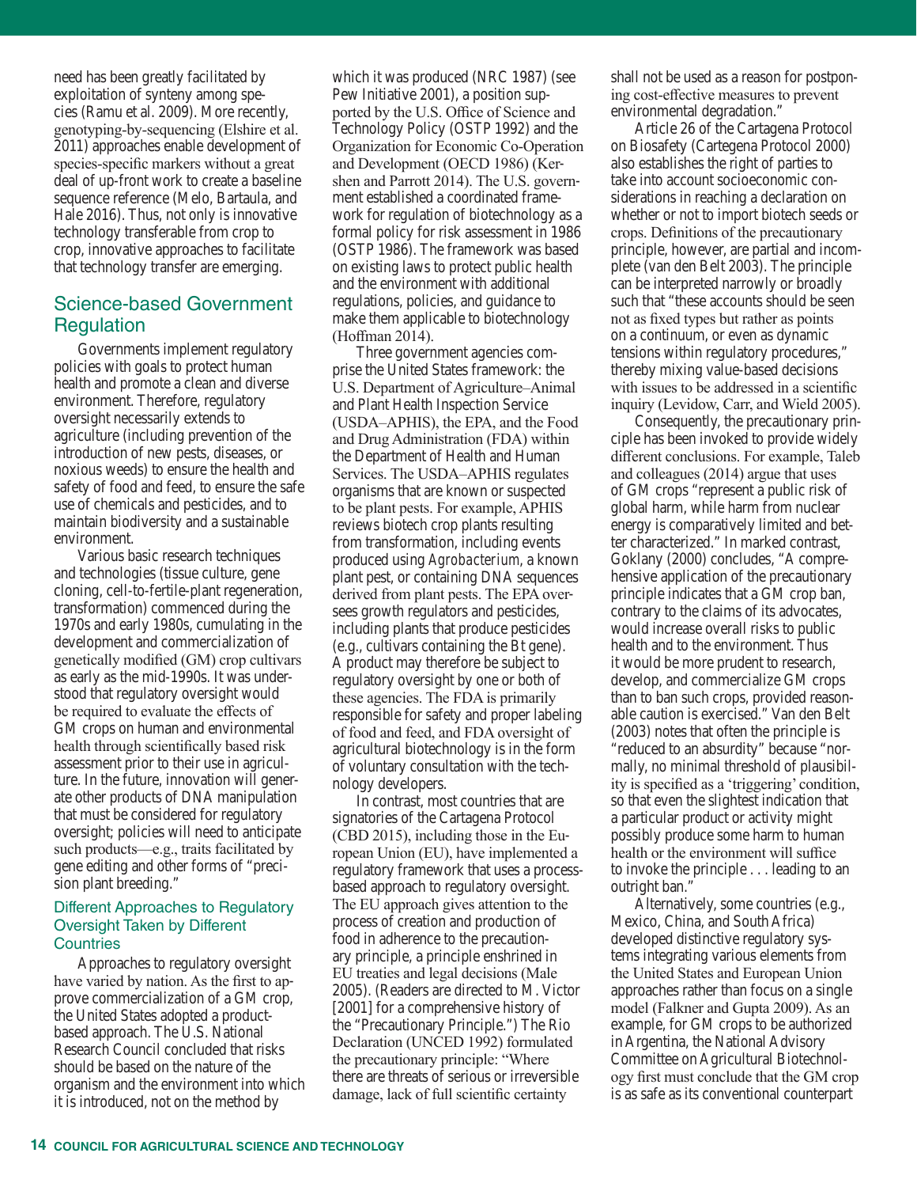need has been greatly facilitated by exploitation of synteny among species (Ramu et al. 2009). More recently, genotyping-by-sequencing (Elshire et al. 2011) approaches enable development of species-specific markers without a great deal of up-front work to create a baseline sequence reference (Melo, Bartaula, and Hale 2016). Thus, not only is innovative technology transferable from crop to crop, innovative approaches to facilitate that technology transfer are emerging.

## Science-based Government Regulation

Governments implement regulatory policies with goals to protect human health and promote a clean and diverse environment. Therefore, regulatory oversight necessarily extends to agriculture (including prevention of the introduction of new pests, diseases, or noxious weeds) to ensure the health and safety of food and feed, to ensure the safe use of chemicals and pesticides, and to maintain biodiversity and a sustainable environment.

Various basic research techniques and technologies (tissue culture, gene cloning, cell-to-fertile-plant regeneration, transformation) commenced during the 1970s and early 1980s, cumulating in the development and commercialization of genetically modified (GM) crop cultivars as early as the mid-1990s. It was understood that regulatory oversight would be required to evaluate the effects of GM crops on human and environmental health through scientifically based risk assessment prior to their use in agriculture. In the future, innovation will generate other products of DNA manipulation that must be considered for regulatory oversight; policies will need to anticipate such products—e.g., traits facilitated by gene editing and other forms of "precision plant breeding."

### Different Approaches to Regulatory Oversight Taken by Different Countries

Approaches to regulatory oversight have varied by nation. As the first to approve commercialization of a GM crop, the United States adopted a product-based approach. The U.S. National Research Council concluded that risks should be based on the nature of the organism and the environment into which it is introduced, not on the method by which it was produced (NRC 1987) (see Pew Initiative 2001), a position supported by the U.S. Office of Science and Technology Policy (OSTP 1992) and the Organization for Economic Co-Operation and Development (OECD 1986) (Kershen and Parrott 2014). The U.S. government established a coordinated framework for regulation of biotechnology as a formal policy for risk assessment in 1986 (OSTP 1986). The framework was based on existing laws to protect public health and the environment with additional regulations, policies, and guidance to make them applicable to biotechnology (Hoffman 2014).

Three government agencies comprise the United States framework: the U.S. Department of Agriculture–Animal and Plant Health Inspection Service (USDA–APHIS), the EPA, and the Food and Drug Administration (FDA) within the Department of Health and Human Services. The USDA–APHIS regulates organisms that are known or suspected to be plant pests. For example, APHIS reviews biotech crop plants resulting from transformation, including events produced using *Agrobacterium*, a known plant pest, or containing DNA sequences derived from plant pests. The EPA oversees growth regulators and pesticides, including plants that produce pesticides (e.g., cultivars containing the Bt gene). A product may therefore be subject to regulatory oversight by one or both of these agencies. The FDA is primarily responsible for safety and proper labeling of food and feed, and FDA oversight of agricultural biotechnology is in the form of voluntary consultation with the technology developers.

In contrast, most countries that are signatories of the Cartagena Protocol (CBD 2015), including those in the European Union (EU), have implemented a regulatory framework that uses a process-based approach to regulatory oversight. The EU approach gives attention to the process of creation and production of food in adherence to the precautionary principle, a principle enshrined in EU treaties and legal decisions (Male 2005). (Readers are directed to M. Victor [2001] for a comprehensive history of the "Precautionary Principle.") The Rio Declaration (UNCED 1992) formulated the precautionary principle: "Where there are threats of serious or irreversible damage, lack of full scientific certainty shall not be used as a reason for postponing cost-effective measures to prevent environmental degradation."

Article 26 of the Cartagena Protocol on Biosafety (Cartegena Protocol 2000) also establishes the right of parties to take into account socioeconomic considerations in reaching a declaration on whether or not to import biotech seeds or crops. Definitions of the precautionary principle, however, are partial and incomplete (van den Belt 2003). The principle can be interpreted narrowly or broadly such that "these accounts should be seen not as fixed types but rather as points on a continuum, or even as dynamic tensions within regulatory procedures," thereby mixing value-based decisions with issues to be addressed in a scientific inquiry (Levidow, Carr, and Wield 2005).

Consequently, the precautionary principle has been invoked to provide widely different conclusions. For example, Taleb and colleagues (2014) argue that uses of GM crops "represent a public risk of global harm, while harm from nuclear energy is comparatively limited and better characterized." In marked contrast, Goklany (2000) concludes, "A comprehensive application of the precautionary principle indicates that a GM crop ban, contrary to the claims of its advocates, would increase overall risks to public health and to the environment. Thus it would be more prudent to research, develop, and commercialize GM crops than to ban such crops, provided reasonable caution is exercised." Van den Belt (2003) notes that often the principle is "reduced to an absurdity" because "normally, no minimal threshold of plausibility is specified as a 'triggering' condition, so that even the slightest indication that a particular product or activity might possibly produce some harm to human health or the environment will suffice to invoke the principle . . . leading to an outright ban."

Alternatively, some countries (e.g., Mexico, China, and South Africa) developed distinctive regulatory systems integrating various elements from the United States and European Union approaches rather than focus on a single model (Falkner and Gupta 2009). As an example, for GM crops to be authorized in Argentina, the National Advisory Committee on Agricultural Biotechnology first must conclude that the GM crop is as safe as its conventional counterpart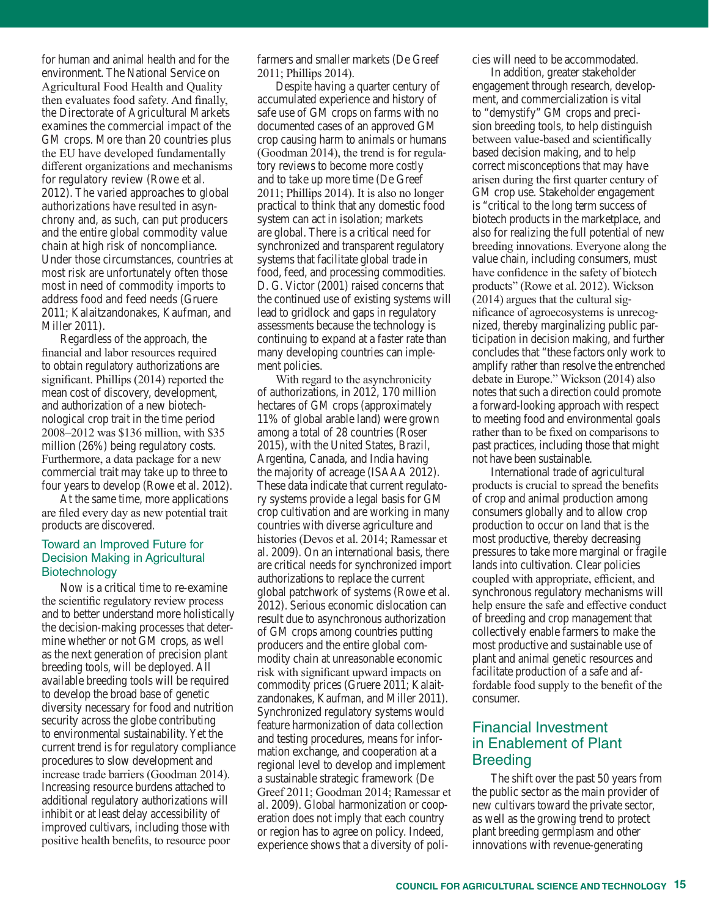for human and animal health and for the environment. The National Service on Agricultural Food Health and Quality then evaluates food safety. And finally, the Directorate of Agricultural Markets examines the commercial impact of the GM crops. More than 20 countries plus the EU have developed fundamentally different organizations and mechanisms for regulatory review (Rowe et al. 2012). The varied approaches to global authorizations have resulted in asynchrony and, as such, can put producers and the entire global commodity value chain at high risk of noncompliance. Under those circumstances, countries at most risk are unfortunately often those most in need of commodity imports to address food and feed needs (Gruere 2011; Kalaitzandonakes, Kaufman, and Miller 2011).

Regardless of the approach, the financial and labor resources required to obtain regulatory authorizations are significant. Phillips (2014) reported the mean cost of discovery, development, and authorization of a new biotechnological crop trait in the time period 2008–2012 was $136 million, with $35 million (26%) being regulatory costs. Furthermore, a data package for a new commercial trait may take up to three to four years to develop (Rowe et al. 2012). At the same time, more applications are filed every day as new potential trait products are discovered.

### Toward an Improved Future for Decision Making in Agricultural Biotechnology

Now is a critical time to re-examine the scientific regulatory review process and to better understand more holistically the decision-making processes that determine whether or not GM crops, as well as the next generation of precision plant breeding tools, will be deployed. All available breeding tools will be required to develop the broad base of genetic diversity necessary for food and nutrition security across the globe contributing to environmental sustainability. Yet the current trend is for regulatory compliance procedures to slow development and increase trade barriers (Goodman 2014). Increasing resource burdens attached to additional regulatory authorizations will inhibit or at least delay accessibility of improved cultivars, including those with positive health benefits, to resource poor farmers and smaller markets (De Greef 2011; Phillips 2014).

Despite having a quarter century of accumulated experience and history of safe use of GM crops on farms with no documented cases of an approved GM crop causing harm to animals or humans (Goodman 2014), the trend is for regulatory reviews to become more costly and to take up more time (De Greef 2011; Phillips 2014). It is also no longer practical to think that any domestic food system can act in isolation; markets are global. There is a critical need for synchronized and transparent regulatory systems that facilitate global trade in food, feed, and processing commodities. D. G. Victor (2001) raised concerns that the continued use of existing systems will lead to gridlock and gaps in regulatory assessments because the technology is continuing to expand at a faster rate than many developing countries can implement policies.

With regard to the asynchronicity of authorizations, in 2012, 170 million hectares of GM crops (approximately 11% of global arable land) were grown among a total of 28 countries (Roser 2015), with the United States, Brazil, Argentina, Canada, and India having the majority of acreage (ISAAA 2012). These data indicate that current regulatory systems provide a legal basis for GM crop cultivation and are working in many countries with diverse agriculture and histories (Devos et al. 2014; Ramessar et al. 2009). On an international basis, there are critical needs for synchronized import authorizations to replace the current global patchwork of systems (Rowe et al. 2012). Serious economic dislocation can result due to asynchronous authorization of GM crops among countries putting producers and the entire global commodity chain at unreasonable economic risk with significant upward impacts on commodity prices (Gruere 2011; Kalaitzandonakes, Kaufman, and Miller 2011). Synchronized regulatory systems would feature harmonization of data collection and testing procedures, means for information exchange, and cooperation at a regional level to develop and implement a sustainable strategic framework (De Greef 2011; Goodman 2014; Ramessar et al. 2009). Global harmonization or cooperation does not imply that each country or region has to agree on policy. Indeed, experience shows that a diversity of policies will need to be accommodated.

In addition, greater stakeholder engagement through research, development, and commercialization is vital to "demystify" GM crops and precision breeding tools, to help distinguish between value-based and scientifically based decision making, and to help correct misconceptions that may have arisen during the first quarter century of GM crop use. Stakeholder engagement is "critical to the long term success of biotech products in the marketplace, and also for realizing the full potential of new breeding innovations. Everyone along the value chain, including consumers, must have confidence in the safety of biotech products" (Rowe et al. 2012). Wickson (2014) argues that the cultural significance of agroecosystems is unrecognized, thereby marginalizing public participation in decision making, and further concludes that "these factors only work to amplify rather than resolve the entrenched debate in Europe." Wickson (2014) also notes that such a direction could promote a forward-looking approach with respect to meeting food and environmental goals rather than to be fixed on comparisons to past practices, including those that might not have been sustainable.

International trade of agricultural products is crucial to spread the benefits of crop and animal production among consumers globally and to allow crop production to occur on land that is the most productive, thereby decreasing pressures to take more marginal or fragile lands into cultivation. Clear policies coupled with appropriate, efficient, and synchronous regulatory mechanisms will help ensure the safe and effective conduct of breeding and crop management that collectively enable farmers to make the most productive and sustainable use of plant and animal genetic resources and facilitate production of a safe and affordable food supply to the benefit of the consumer.

## Financial Investment in Enablement of Plant Breeding

The shift over the past 50 years from the public sector as the main provider of new cultivars toward the private sector, as well as the growing trend to protect plant breeding germplasm and other innovations with revenue-generating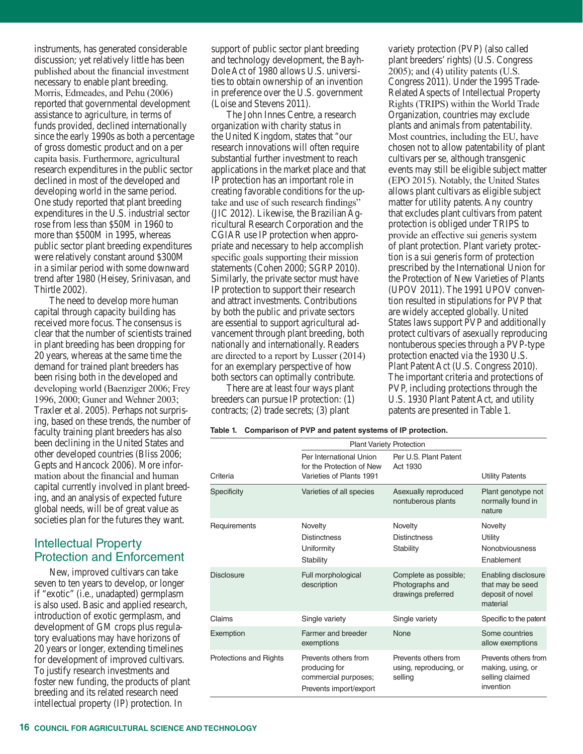instruments, has generated considerable discussion; yet relatively little has been published about the financial investment necessary to enable plant breeding. Morris, Edmeades, and Pehu (2006) reported that governmental development assistance to agriculture, in terms of funds provided, declined internationally since the early 1990s as both a percentage of gross domestic product and on a per capita basis. Furthermore, agricultural research expenditures in the public sector declined in most of the developed and developing world in the same period. One study reported that plant breeding expenditures in the U.S. industrial sector rose from less than $50M in 1960 to more than $500M in 1995, whereas public sector plant breeding expenditures were relatively constant around $300M in a similar period with some downward trend after 1980 (Heisey, Srinivasan, and Thirtle 2002).

The need to develop more human capital through capacity building has received more focus. The consensus is clear that the number of scientists trained in plant breeding has been dropping for 20 years, whereas at the same time the demand for trained plant breeders has been rising both in the developed and developing world (Baenziger 2006; Frey 1996, 2000; Guner and Wehner 2003; Traxler et al. 2005). Perhaps not surprising, based on these trends, the number of faculty training plant breeders has also been declining in the United States and other developed countries (Bliss 2006; Gepts and Hancock 2006). More information about the financial and human capital currently involved in plant breeding, and an analysis of expected future global needs, will be of great value as societies plan for the futures they want.

## Intellectual Property Protection and Enforcement

New, improved cultivars can take seven to ten years to develop, or longer if "exotic" (i.e., unadapted) germplasm is also used. Basic and applied research, introduction of exotic germplasm, and development of GM crops plus regulatory evaluations may have horizons of 20 years or longer, extending timelines for development of improved cultivars. To justify research investments and foster new funding, the products of plant breeding and its related research need intellectual property (IP) protection. In support of public sector plant breeding and technology development, the Bayh-Dole Act of 1980 allows U.S. universities to obtain ownership of an invention in preference over the U.S. government (Loise and Stevens 2011).

The John Innes Centre, a research organization with charity status in the United Kingdom, states that "our research innovations will often require substantial further investment to reach applications in the market place and that IP protection has an important role in creating favorable conditions for the uptake and use of such research findings" (JIC 2012). Likewise, the Brazilian Agricultural Research Corporation and the CGIAR use IP protection when appropriate and necessary to help accomplish specific goals supporting their mission statements (Cohen 2000; SGRP 2010). Similarly, the private sector must have IP protection to support their research and attract investments. Contributions by both the public and private sectors are essential to support agricultural advancement through plant breeding, both nationally and internationally. Readers are directed to a report by Lusser (2014) for an exemplary perspective of how both sectors can optimally contribute.

There are at least four ways plant breeders can pursue IP protection: (1) contracts; (2) trade secrets; (3) plant variety protection (PVP) (also called plant breeders' rights) (U.S. Congress 2005); and (4) utility patents (U.S. Congress 2011). Under the 1995 Trade-Related Aspects of Intellectual Property Rights (TRIPS) within the World Trade Organization, countries may exclude plants and animals from patentability. Most countries, including the EU, have chosen not to allow patentability of plant cultivars per se, although transgenic events may still be eligible subject matter (EPO 2015). Notably, the United States allows plant cultivars as eligible subject matter for utility patents. Any country that excludes plant cultivars from patent protection is obliged under TRIPS to provide an effective sui generis system of plant protection. Plant variety protection is a sui generis form of protection prescribed by the International Union for the Protection of New Varieties of Plants (UPOV 2011). The 1991 UPOV convention resulted in stipulations for PVP that are widely accepted globally. United States laws support PVP and additionally protect cultivars of asexually reproducing nontuberous species through a PVP-type protection enacted via the 1930 U.S. Plant Patent Act (U.S. Congress 2010). The important criteria and protections of PVP, including protections through the U.S. 1930 Plant Patent Act, and utility patents are presented in Table 1.

**Table 1. Comparison of PVP and patent systems of IP protection.**

| | Plant Variety Protection | | |
|---|---|---|---|
| Criteria | Per International Union for the Protection of New Varieties of Plants 1991 | Per U.S. Plant Patent Act 1930 | Utility Patents |
| Specificity | Varieties of all species | Asexually reproduced nontuberous plants | Plant genotype not normally found in nature |
| Requirements | Novelty<br>Distinctness<br>Uniformity<br>Stability | Novelty<br>Distinctness<br>Stability | Novelty<br>Utility<br>Nonobviousness<br>Enablement |
| Disclosure | Full morphological description | Complete as possible; Photographs and drawings preferred | Enabling disclosure that may be seed deposit of novel material |
| Claims | Single variety | Single variety | Specific to the patent |
| Exemption | Farmer and breeder exemptions | None | Some countries allow exemptions |
| Protections and Rights | Prevents others from producing for commercial purposes; Prevents import/export | Prevents others from using, reproducing, or selling | Prevents others from making, using, or selling claimed invention |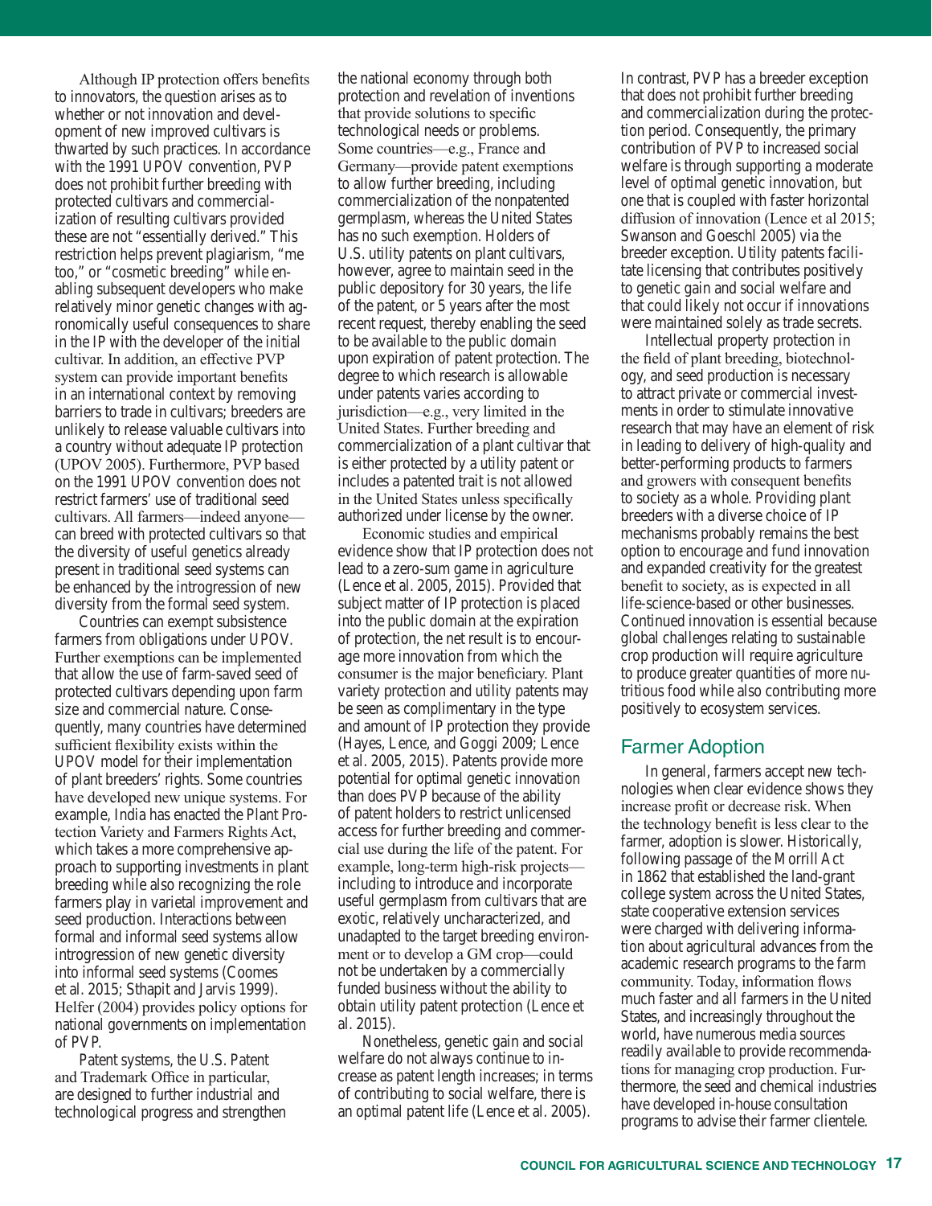Although IP protection offers benefits to innovators, the question arises as to whether or not innovation and development of new improved cultivars is thwarted by such practices. In accordance with the 1991 UPOV convention, PVP does not prohibit further breeding with protected cultivars and commercialization of resulting cultivars provided these are not "essentially derived." This restriction helps prevent plagiarism, "me too," or "cosmetic breeding" while enabling subsequent developers who make relatively minor genetic changes with agronomically useful consequences to share in the IP with the developer of the initial cultivar. In addition, an effective PVP system can provide important benefits in an international context by removing barriers to trade in cultivars; breeders are unlikely to release valuable cultivars into a country without adequate IP protection (UPOV 2005). Furthermore, PVP based on the 1991 UPOV convention does not restrict farmers' use of traditional seed cultivars. All farmers—indeed anyone—can breed with protected cultivars so that the diversity of useful genetics already present in traditional seed systems can be enhanced by the introgression of new diversity from the formal seed system.

Countries can exempt subsistence farmers from obligations under UPOV. Further exemptions can be implemented that allow the use of farm-saved seed of protected cultivars depending upon farm size and commercial nature. Consequently, many countries have determined sufficient flexibility exists within the UPOV model for their implementation of plant breeders' rights. Some countries have developed new unique systems. For example, India has enacted the Plant Protection Variety and Farmers Rights Act, which takes a more comprehensive approach to supporting investments in plant breeding while also recognizing the role farmers play in varietal improvement and seed production. Interactions between formal and informal seed systems allow introgression of new genetic diversity into informal seed systems (Coomes et al. 2015; Sthapit and Jarvis 1999). Helfer (2004) provides policy options for national governments on implementation of PVP.

Patent systems, the U.S. Patent and Trademark Office in particular, are designed to further industrial and technological progress and strengthen the national economy through both protection and revelation of inventions that provide solutions to specific technological needs or problems. Some countries—e.g., France and Germany—provide patent exemptions to allow further breeding, including commercialization of the nonpatented germplasm, whereas the United States has no such exemption. Holders of U.S. utility patents on plant cultivars, however, agree to maintain seed in the public depository for 30 years, the life of the patent, or 5 years after the most recent request, thereby enabling the seed to be available to the public domain upon expiration of patent protection. The degree to which research is allowable under patents varies according to jurisdiction—e.g., very limited in the United States. Further breeding and commercialization of a plant cultivar that is either protected by a utility patent or includes a patented trait is not allowed in the United States unless specifically authorized under license by the owner.

Economic studies and empirical evidence show that IP protection does not lead to a zero-sum game in agriculture (Lence et al. 2005, 2015). Provided that subject matter of IP protection is placed into the public domain at the expiration of protection, the net result is to encourage more innovation from which the consumer is the major beneficiary. Plant variety protection and utility patents may be seen as complimentary in the type and amount of IP protection they provide (Hayes, Lence, and Goggi 2009; Lence et al. 2005, 2015). Patents provide more potential for optimal genetic innovation than does PVP because of the ability of patent holders to restrict unlicensed access for further breeding and commercial use during the life of the patent. For example, long-term high-risk projects—including to introduce and incorporate useful germplasm from cultivars that are exotic, relatively uncharacterized, and unadapted to the target breeding environment or to develop a GM crop—could not be undertaken by a commercially funded business without the ability to obtain utility patent protection (Lence et al. 2015).

Nonetheless, genetic gain and social welfare do not always continue to increase as patent length increases; in terms of contributing to social welfare, there is an optimal patent life (Lence et al. 2005). In contrast, PVP has a breeder exception that does not prohibit further breeding and commercialization during the protection period. Consequently, the primary contribution of PVP to increased social welfare is through supporting a moderate level of optimal genetic innovation, but one that is coupled with faster horizontal diffusion of innovation (Lence et al 2015; Swanson and Goeschl 2005) via the breeder exception. Utility patents facilitate licensing that contributes positively to genetic gain and social welfare and that could likely not occur if innovations were maintained solely as trade secrets.

Intellectual property protection in the field of plant breeding, biotechnology, and seed production is necessary to attract private or commercial investments in order to stimulate innovative research that may have an element of risk in leading to delivery of high-quality and better-performing products to farmers and growers with consequent benefits to society as a whole. Providing plant breeders with a diverse choice of IP mechanisms probably remains the best option to encourage and fund innovation and expanded creativity for the greatest benefit to society, as is expected in all life-science-based or other businesses. Continued innovation is essential because global challenges relating to sustainable crop production will require agriculture to produce greater quantities of more nutritious food while also contributing more positively to ecosystem services.

## Farmer Adoption

In general, farmers accept new technologies when clear evidence shows they increase profit or decrease risk. When the technology benefit is less clear to the farmer, adoption is slower. Historically, following passage of the Morrill Act in 1862 that established the land-grant college system across the United States, state cooperative extension services were charged with delivering information about agricultural advances from the academic research programs to the farm community. Today, information flows much faster and all farmers in the United States, and increasingly throughout the world, have numerous media sources readily available to provide recommendations for managing crop production. Furthermore, the seed and chemical industries have developed in-house consultation programs to advise their farmer clientele.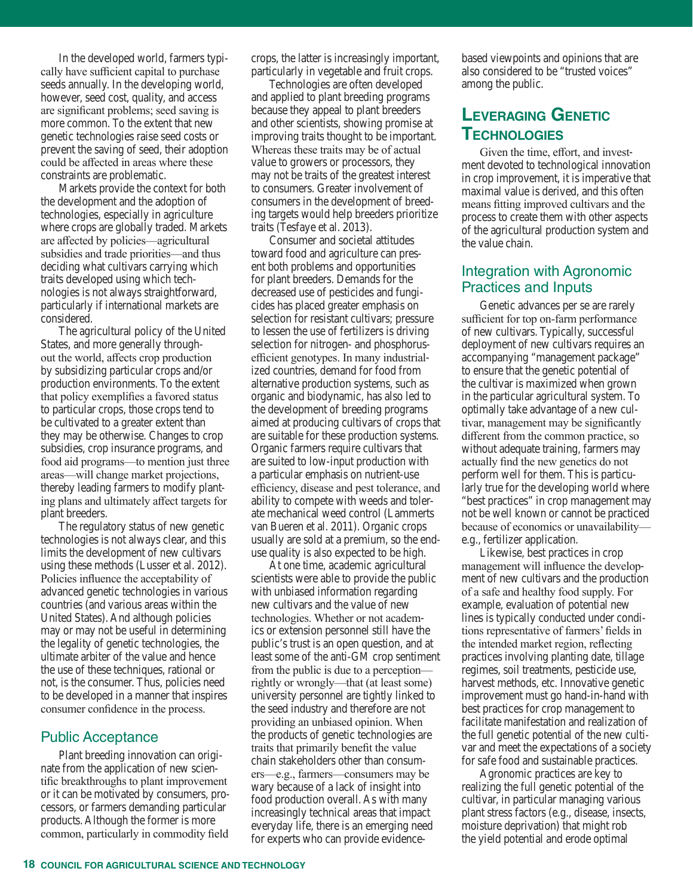In the developed world, farmers typically have sufficient capital to purchase seeds annually. In the developing world, however, seed cost, quality, and access are significant problems; seed saving is more common. To the extent that new genetic technologies raise seed costs or prevent the saving of seed, their adoption could be affected in areas where these constraints are problematic.

Markets provide the context for both the development and the adoption of technologies, especially in agriculture where crops are globally traded. Markets are affected by policies—agricultural subsidies and trade priorities—and thus deciding what cultivars carrying which traits developed using which technologies is not always straightforward, particularly if international markets are considered.

The agricultural policy of the United States, and more generally throughout the world, affects crop production by subsidizing particular crops and/or production environments. To the extent that policy exemplifies a favored status to particular crops, those crops tend to be cultivated to a greater extent than they may be otherwise. Changes to crop subsidies, crop insurance programs, and food aid programs—to mention just three areas—will change market projections, thereby leading farmers to modify planting plans and ultimately affect targets for plant breeders.

The regulatory status of new genetic technologies is not always clear, and this limits the development of new cultivars using these methods (Lusser et al. 2012). Policies influence the acceptability of advanced genetic technologies in various countries (and various areas within the United States). And although policies may or may not be useful in determining the legality of genetic technologies, the ultimate arbiter of the value and hence the use of these techniques, rational or not, is the consumer. Thus, policies need to be developed in a manner that inspires consumer confidence in the process.

### Public Acceptance

Plant breeding innovation can originate from the application of new scientific breakthroughs to plant improvement or it can be motivated by consumers, processors, or farmers demanding particular products. Although the former is more common, particularly in commodity field crops, the latter is increasingly important, particularly in vegetable and fruit crops.

Technologies are often developed and applied to plant breeding programs because they appeal to plant breeders and other scientists, showing promise at improving traits thought to be important. Whereas these traits may be of actual value to growers or processors, they may not be traits of the greatest interest to consumers. Greater involvement of consumers in the development of breeding targets would help breeders prioritize traits (Tesfaye et al. 2013).

Consumer and societal attitudes toward food and agriculture can present both problems and opportunities for plant breeders. Demands for the decreased use of pesticides and fungicides has placed greater emphasis on selection for resistant cultivars; pressure to lessen the use of fertilizers is driving selection for nitrogen- and phosphorus-efficient genotypes. In many industrialized countries, demand for food from alternative production systems, such as organic and biodynamic, has also led to the development of breeding programs aimed at producing cultivars of crops that are suitable for these production systems. Organic farmers require cultivars that are suited to low-input production with a particular emphasis on nutrient-use efficiency, disease and pest tolerance, and ability to compete with weeds and tolerate mechanical weed control (Lammerts van Bueren et al. 2011). Organic crops usually are sold at a premium, so the end-use quality is also expected to be high.

At one time, academic agricultural scientists were able to provide the public with unbiased information regarding new cultivars and the value of new technologies. Whether or not academics or extension personnel still have the public's trust is an open question, and at least some of the anti-GM crop sentiment from the public is due to a perception—rightly or wrongly—that (at least some) university personnel are tightly linked to the seed industry and therefore are not providing an unbiased opinion. When the products of genetic technologies are traits that primarily benefit the value chain stakeholders other than consumers—e.g., farmers—consumers may be wary because of a lack of insight into food production overall. As with many increasingly technical areas that impact everyday life, there is an emerging need for experts who can provide evidence-based viewpoints and opinions that are also considered to be "trusted voices" among the public.

## Leveraging Genetic Technologies

Given the time, effort, and investment devoted to technological innovation in crop improvement, it is imperative that maximal value is derived, and this often means fitting improved cultivars and the process to create them with other aspects of the agricultural production system and the value chain.

### Integration with Agronomic Practices and Inputs

Genetic advances per se are rarely sufficient for top on-farm performance of new cultivars. Typically, successful deployment of new cultivars requires an accompanying "management package" to ensure that the genetic potential of the cultivar is maximized when grown in the particular agricultural system. To optimally take advantage of a new cultivar, management may be significantly different from the common practice, so without adequate training, farmers may actually find the new genetics do not perform well for them. This is particularly true for the developing world where "best practices" in crop management may not be well known or cannot be practiced because of economics or unavailability—e.g., fertilizer application.

Likewise, best practices in crop management will influence the development of new cultivars and the production of a safe and healthy food supply. For example, evaluation of potential new lines is typically conducted under conditions representative of farmers' fields in the intended market region, reflecting practices involving planting date, tillage regimes, soil treatments, pesticide use, harvest methods, etc. Innovative genetic improvement must go hand-in-hand with best practices for crop management to facilitate manifestation and realization of the full genetic potential of the new cultivar and meet the expectations of a society for safe food and sustainable practices.

Agronomic practices are key to realizing the full genetic potential of the cultivar, in particular managing various plant stress factors (e.g., disease, insects, moisture deprivation) that might rob the yield potential and erode optimal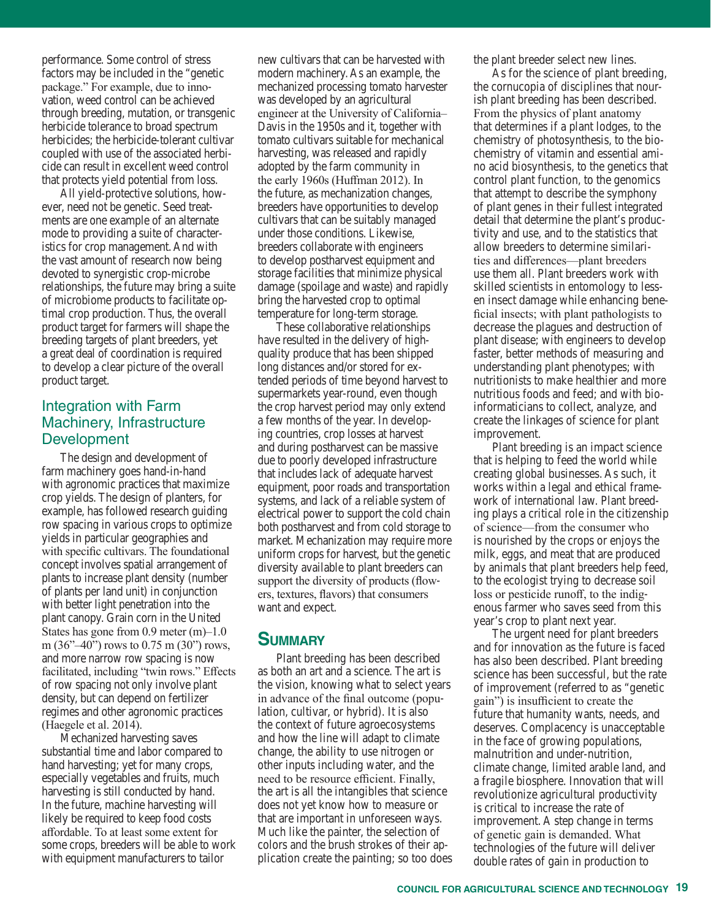performance. Some control of stress factors may be included in the "genetic package." For example, due to innovation, weed control can be achieved through breeding, mutation, or transgenic herbicide tolerance to broad spectrum herbicides; the herbicide-tolerant cultivar coupled with use of the associated herbicide can result in excellent weed control that protects yield potential from loss.

All yield-protective solutions, however, need not be genetic. Seed treatments are one example of an alternate mode to providing a suite of characteristics for crop management. And with the vast amount of research now being devoted to synergistic crop-microbe relationships, the future may bring a suite of microbiome products to facilitate optimal crop production. Thus, the overall product target for farmers will shape the breeding targets of plant breeders, yet a great deal of coordination is required to develop a clear picture of the overall product target.

### Integration with Farm Machinery, Infrastructure Development

The design and development of farm machinery goes hand-in-hand with agronomic practices that maximize crop yields. The design of planters, for example, has followed research guiding row spacing in various crops to optimize yields in particular geographies and with specific cultivars. The foundational concept involves spatial arrangement of plants to increase plant density (number of plants per land unit) in conjunction with better light penetration into the plant canopy. Grain corn in the United States has gone from 0.9 meter (m)–1.0 m (36"–40") rows to 0.75 m (30") rows, and more narrow row spacing is now facilitated, including "twin rows." Effects of row spacing not only involve plant density, but can depend on fertilizer regimes and other agronomic practices (Haegele et al. 2014).

Mechanized harvesting saves substantial time and labor compared to hand harvesting; yet for many crops, especially vegetables and fruits, much harvesting is still conducted by hand. In the future, machine harvesting will likely be required to keep food costs affordable. To at least some extent for some crops, breeders will be able to work with equipment manufacturers to tailor new cultivars that can be harvested with modern machinery. As an example, the mechanized processing tomato harvester was developed by an agricultural engineer at the University of California–Davis in the 1950s and it, together with tomato cultivars suitable for mechanical harvesting, was released and rapidly adopted by the farm community in the early 1960s (Huffman 2012). In the future, as mechanization changes, breeders have opportunities to develop cultivars that can be suitably managed under those conditions. Likewise, breeders collaborate with engineers to develop postharvest equipment and storage facilities that minimize physical damage (spoilage and waste) and rapidly bring the harvested crop to optimal temperature for long-term storage.

These collaborative relationships have resulted in the delivery of high-quality produce that has been shipped long distances and/or stored for extended periods of time beyond harvest to supermarkets year-round, even though the crop harvest period may only extend a few months of the year. In developing countries, crop losses at harvest and during postharvest can be massive due to poorly developed infrastructure that includes lack of adequate harvest equipment, poor roads and transportation systems, and lack of a reliable system of electrical power to support the cold chain both postharvest and from cold storage to market. Mechanization may require more uniform crops for harvest, but the genetic diversity available to plant breeders can support the diversity of products (flowers, textures, flavors) that consumers want and expect.

## Summary

Plant breeding has been described as both an art and a science. The art is the vision, knowing what to select years in advance of the final outcome (population, cultivar, or hybrid). It is also the context of future agroecosystems and how the line will adapt to climate change, the ability to use nitrogen or other inputs including water, and the need to be resource efficient. Finally, the art is all the intangibles that science does not yet know how to measure or that are important in unforeseen ways. Much like the painter, the selection of colors and the brush strokes of their application create the painting; so too does the plant breeder select new lines.

As for the science of plant breeding, the cornucopia of disciplines that nourish plant breeding has been described. From the physics of plant anatomy that determines if a plant lodges, to the chemistry of photosynthesis, to the biochemistry of vitamin and essential amino acid biosynthesis, to the genetics that control plant function, to the genomics that attempt to describe the symphony of plant genes in their fullest integrated detail that determine the plant's productivity and use, and to the statistics that allow breeders to determine similarities and differences—plant breeders use them all. Plant breeders work with skilled scientists in entomology to lessen insect damage while enhancing beneficial insects; with plant pathologists to decrease the plagues and destruction of plant disease; with engineers to develop faster, better methods of measuring and understanding plant phenotypes; with nutritionists to make healthier and more nutritious foods and feed; and with bioinformaticians to collect, analyze, and create the linkages of science for plant improvement.

Plant breeding is an impact science that is helping to feed the world while creating global businesses. As such, it works within a legal and ethical framework of international law. Plant breeding plays a critical role in the citizenship of science—from the consumer who is nourished by the crops or enjoys the milk, eggs, and meat that are produced by animals that plant breeders help feed, to the ecologist trying to decrease soil loss or pesticide runoff, to the indigenous farmer who saves seed from this year's crop to plant next year.

The urgent need for plant breeders and for innovation as the future is faced has also been described. Plant breeding science has been successful, but the rate of improvement (referred to as "genetic gain") is insufficient to create the future that humanity wants, needs, and deserves. Complacency is unacceptable in the face of growing populations, malnutrition and under-nutrition, climate change, limited arable land, and a fragile biosphere. Innovation that will revolutionize agricultural productivity is critical to increase the rate of improvement. A step change in terms of genetic gain is demanded. What technologies of the future will deliver double rates of gain in production to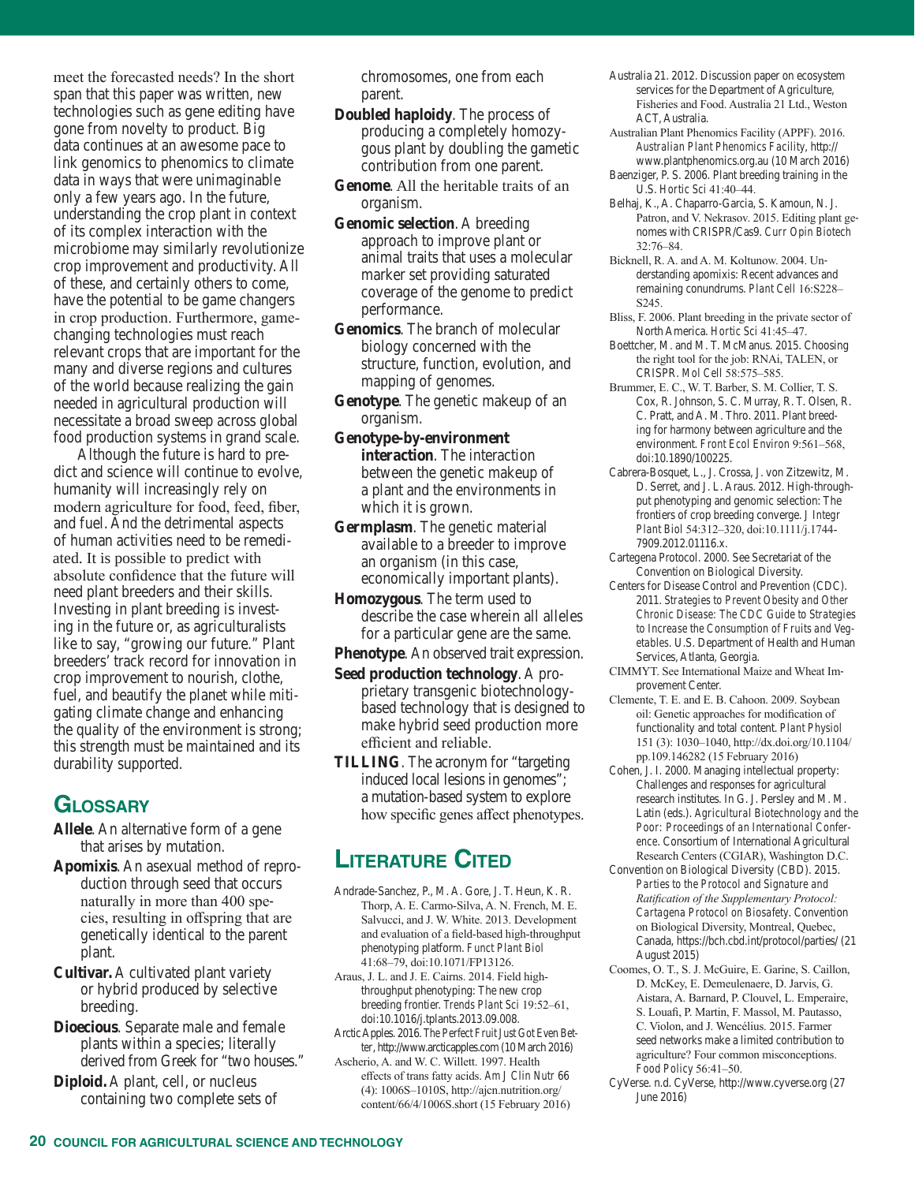meet the forecasted needs? In the short span that this paper was written, new technologies such as gene editing have gone from novelty to product. Big data continues at an awesome pace to link genomics to phenomics to climate data in ways that were unimaginable only a few years ago. In the future, understanding the crop plant in context of its complex interaction with the microbiome may similarly revolutionize crop improvement and productivity. All of these, and certainly others to come, have the potential to be game changers in crop production. Furthermore, game-changing technologies must reach relevant crops that are important for the many and diverse regions and cultures of the world because realizing the gain needed in agricultural production will necessitate a broad sweep across global food production systems in grand scale.

Although the future is hard to predict and science will continue to evolve, humanity will increasingly rely on modern agriculture for food, feed, fiber, and fuel. And the detrimental aspects of human activities need to be remediated. It is possible to predict with absolute confidence that the future will need plant breeders and their skills. Investing in plant breeding is investing in the future or, as agriculturalists like to say, "growing our future." Plant breeders' track record for innovation in crop improvement to nourish, clothe, fuel, and beautify the planet while mitigating climate change and enhancing the quality of the environment is strong; this strength must be maintained and its durability supported.

## Glossary

**Allele**. An alternative form of a gene that arises by mutation.

**Apomixis**. An asexual method of reproduction through seed that occurs naturally in more than 400 species, resulting in offspring that are genetically identical to the parent plant.

**Cultivar.** A cultivated plant variety or hybrid produced by selective breeding.

**Dioecious**. Separate male and female plants within a species; literally derived from Greek for "two houses."

**Diploid.** A plant, cell, or nucleus containing two complete sets of chromosomes, one from each parent.

**Doubled haploidy**. The process of producing a completely homozygous plant by doubling the gametic contribution from one parent.

**Genome**. All the heritable traits of an organism.

**Genomic selection**. A breeding approach to improve plant or animal traits that uses a molecular marker set providing saturated coverage of the genome to predict performance.

**Genomics**. The branch of molecular biology concerned with the structure, function, evolution, and mapping of genomes.

**Genotype**. The genetic makeup of an organism.

**Genotype-by-environment interaction**. The interaction between the genetic makeup of a plant and the environments in which it is grown.

**Germplasm**. The genetic material available to a breeder to improve an organism (in this case, economically important plants).

**Homozygous**. The term used to describe the case wherein all alleles for a particular gene are the same.

**Phenotype**. An observed trait expression.

**Seed production technology**. A proprietary transgenic biotechnology-based technology that is designed to make hybrid seed production more efficient and reliable.

**TILLING**. The acronym for "targeting induced local lesions in genomes"; a mutation-based system to explore how specific genes affect phenotypes.

## Literature Cited

Andrade-Sanchez, P., M. A. Gore, J. T. Heun, K. R. Thorp, A. E. Carmo-Silva, A. N. French, M. E. Salvucci, and J. W. White. 2013. Development and evaluation of a field-based high-throughput phenotyping platform. *Funct Plant Biol* 41:68–79, doi:10.1071/FP13126.

Araus, J. L. and J. E. Cairns. 2014. Field high-throughput phenotyping: The new crop breeding frontier. *Trends Plant Sci* 19:52–61, doi:10.1016/j.tplants.2013.09.008.

Arctic Apples. 2016. *The Perfect Fruit Just Got Even Better*, http://www.arcticapples.com (10 March 2016)

Ascherio, A. and W. C. Willett. 1997. Health effects of trans fatty acids. *Am J Clin Nutr* 66 (4): 1006S–1010S, http://ajcn.nutrition.org/content/66/4/1006S.short (15 February 2016)

Australia 21. 2012. Discussion paper on ecosystem services for the Department of Agriculture, Fisheries and Food. Australia 21 Ltd., Weston ACT, Australia.

Australian Plant Phenomics Facility (APPF). 2016. *Australian Plant Phenomics Facility*, http://www.plantphenomics.org.au (10 March 2016)

Baenziger, P. S. 2006. Plant breeding training in the U.S. *Hortic Sci* 41:40–44.

Belhaj, K., A. Chaparro-Garcia, S. Kamoun, N. J. Patron, and V. Nekrasov. 2015. Editing plant genomes with CRISPR/Cas9. *Curr Opin Biotech* 32:76–84.

Bicknell, R. A. and A. M. Koltunow. 2004. Understanding apomixis: Recent advances and remaining conundrums. *Plant Cell* 16:S228–S245.

Bliss, F. 2006. Plant breeding in the private sector of North America. *Hortic Sci* 41:45–47.

Boettcher, M. and M. T. McManus. 2015. Choosing the right tool for the job: RNAi, TALEN, or CRISPR. *Mol Cell* 58:575–585.

Brummer, E. C., W. T. Barber, S. M. Collier, T. S. Cox, R. Johnson, S. C. Murray, R. T. Olsen, R. C. Pratt, and A. M. Thro. 2011. Plant breeding for harmony between agriculture and the environment. *Front Ecol Environ* 9:561–568, doi:10.1890/100225.

Cabrera-Bosquet, L., J. Crossa, J. von Zitzewitz, M. D. Serret, and J. L. Araus. 2012. High-throughput phenotyping and genomic selection: The frontiers of crop breeding converge. *J Integr Plant Biol* 54:312–320, doi:10.1111/j.1744-7909.2012.01116.x.

Cartegena Protocol. 2000. See Secretariat of the Convention on Biological Diversity.

Centers for Disease Control and Prevention (CDC). 2011. *Strategies to Prevent Obesity and Other Chronic Disease: The CDC Guide to Strategies to Increase the Consumption of Fruits and Vegetables*. U.S. Department of Health and Human Services, Atlanta, Georgia.

CIMMYT. See International Maize and Wheat Improvement Center.

Clemente, T. E. and E. B. Cahoon. 2009. Soybean oil: Genetic approaches for modification of functionality and total content. *Plant Physiol* 151 (3): 1030–1040, http://dx.doi.org/10.1104/pp.109.146282 (15 February 2016)

Cohen, J. I. 2000. Managing intellectual property: Challenges and responses for agricultural research institutes. In G. J. Persley and M. M. Latin (eds.). *Agricultural Biotechnology and the Poor: Proceedings of an International Conference*. Consortium of International Agricultural Research Centers (CGIAR), Washington D.C.

Convention on Biological Diversity (CBD). 2015. *Parties to the Protocol and Signature and Ratification of the Supplementary Protocol: Cartagena Protocol on Biosafety*. Convention on Biological Diversity, Montreal, Quebec, Canada, https://bch.cbd.int/protocol/parties/ (21 August 2015)

Coomes, O. T., S. J. McGuire, E. Garine, S. Caillon, D. McKey, E. Demeulenaere, D. Jarvis, G. Aistara, A. Barnard, P. Clouvel, L. Emperaire, S. Louafi, P. Martin, F. Massol, M. Pautasso, C. Violon, and J. Wencélius. 2015. Farmer seed networks make a limited contribution to agriculture? Four common misconceptions. *Food Policy* 56:41–50.

CyVerse. n.d. CyVerse, http://www.cyverse.org (27 June 2016)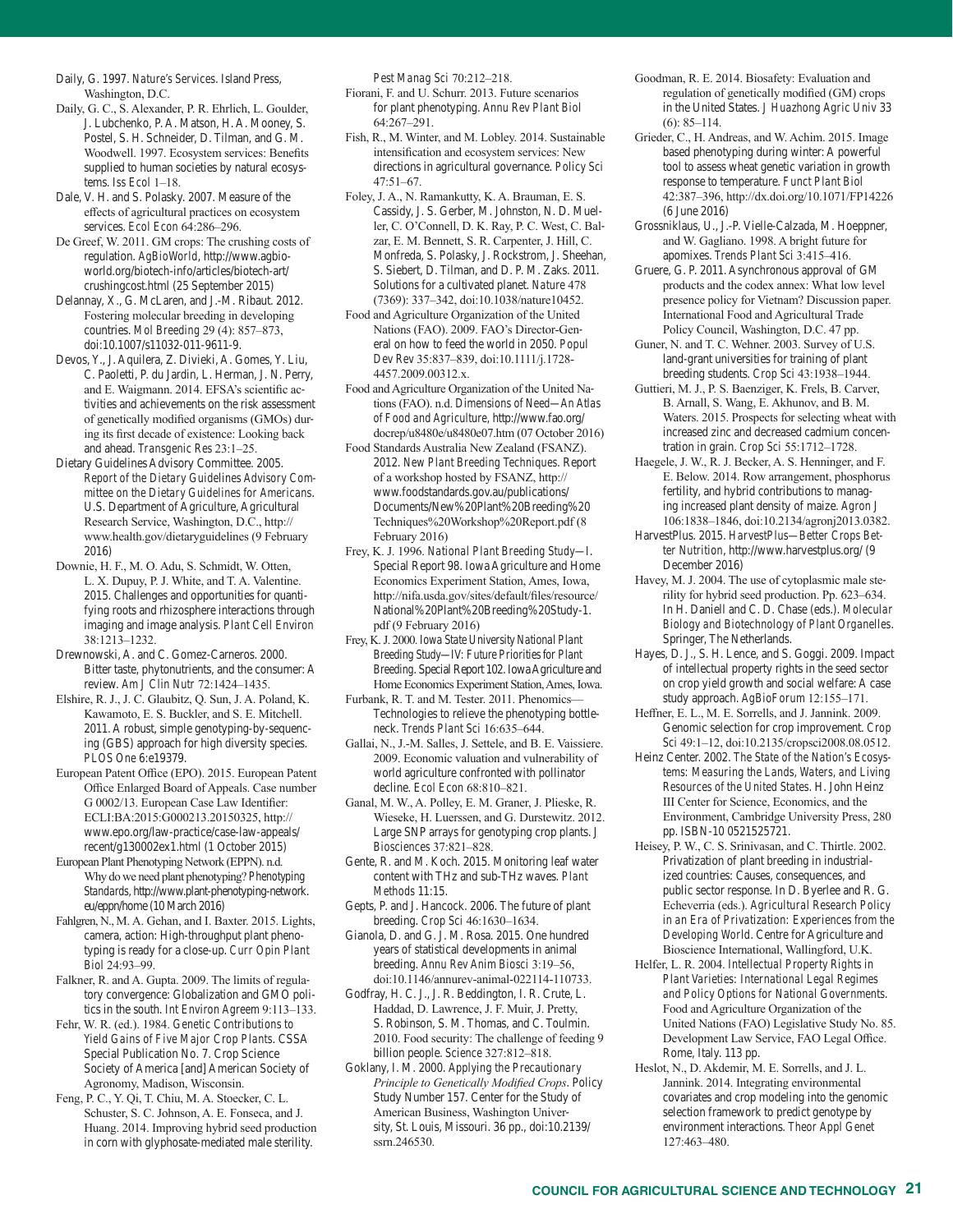Daily, G. 1997. *Nature's Services*. Island Press, Washington, D.C.

Daily, G. C., S. Alexander, P. R. Ehrlich, L. Goulder, J. Lubchenko, P. A. Matson, H. A. Mooney, S. Postel, S. H. Schneider, D. Tilman, and G. M. Woodwell. 1997. Ecosystem services: Benefits supplied to human societies by natural ecosystems. *Iss Ecol* 1–18.

Dale, V. H. and S. Polasky. 2007. Measure of the effects of agricultural practices on ecosystem services. *Ecol Econ* 64:286–296.

De Greef, W. 2011. GM crops: The crushing costs of regulation. *AgBioWorld*, http://www.agbioworld.org/biotech-info/articles/biotech-art/crushingcost.html (25 September 2015)

Delannay, X., G. McLaren, and J.-M. Ribaut. 2012. Fostering molecular breeding in developing countries. *Mol Breeding* 29 (4): 857–873, doi:10.1007/s11032-011-9611-9.

Devos, Y., J. Aquilera, Z. Divieki, A. Gomes, Y. Liu, C. Paoletti, P. du Jardin, L. Herman, J. N. Perry, and E. Waigmann. 2014. EFSA's scientific activities and achievements on the risk assessment of genetically modified organisms (GMOs) during its first decade of existence: Looking back and ahead. *Transgenic Res* 23:1–25.

Dietary Guidelines Advisory Committee. 2005. *Report of the Dietary Guidelines Advisory Committee on the Dietary Guidelines for Americans*. U.S. Department of Agriculture, Agricultural Research Service, Washington, D.C., http://www.health.gov/dietaryguidelines (9 February 2016)

Downie, H. F., M. O. Adu, S. Schmidt, W. Otten, L. X. Dupuy, P. J. White, and T. A. Valentine. 2015. Challenges and opportunities for quantifying roots and rhizosphere interactions through imaging and image analysis. *Plant Cell Environ* 38:1213–1232.

Drewnowski, A. and C. Gomez-Carneros. 2000. Bitter taste, phytonutrients, and the consumer: A review. *Am J Clin Nutr* 72:1424–1435.

Elshire, R. J., J. C. Glaubitz, Q. Sun, J. A. Poland, K. Kawamoto, E. S. Buckler, and S. E. Mitchell. 2011. A robust, simple genotyping-by-sequencing (GBS) approach for high diversity species. *PLOS One* 6:e19379.

European Patent Office (EPO). 2015. European Patent Office Enlarged Board of Appeals. Case number G 0002/13. European Case Law Identifier: ECLI:BA:2015:G000213.20150325, http://www.epo.org/law-practice/case-law-appeals/recent/g130002ex1.html (1 October 2015)

European Plant Phenotyping Network (EPPN). n.d. Why do we need plant phenotyping? *Phenotyping Standards*, http://www.plant-phenotyping-network.eu/eppn/home (10 March 2016)

Fahlgren, N., M. A. Gehan, and I. Baxter. 2015. Lights, camera, action: High-throughput plant phenotyping is ready for a close-up. *Curr Opin Plant Biol* 24:93–99.

Falkner, R. and A. Gupta. 2009. The limits of regulatory convergence: Globalization and GMO politics in the south. *Int Environ Agreem* 9:113–133.

Fehr, W. R. (ed.). 1984. *Genetic Contributions to Yield Gains of Five Major Crop Plants*. CSSA Special Publication No. 7. Crop Science Society of America [and] American Society of Agronomy, Madison, Wisconsin.

Feng, P. C., Y. Qi, T. Chiu, M. A. Stoecker, C. L. Schuster, S. C. Johnson, A. E. Fonseca, and J. Huang. 2014. Improving hybrid seed production in corn with glyphosate-mediated male sterility. *Pest Manag Sci* 70:212–218.

Fiorani, F. and U. Schurr. 2013. Future scenarios for plant phenotyping. *Annu Rev Plant Biol* 64:267–291.

Fish, R., M. Winter, and M. Lobley. 2014. Sustainable intensification and ecosystem services: New directions in agricultural governance. *Policy Sci* 47:51–67.

Foley, J. A., N. Ramankutty, K. A. Brauman, E. S. Cassidy, J. S. Gerber, M. Johnston, N. D. Mueller, C. O'Connell, D. K. Ray, P. C. West, C. Balzar, E. M. Bennett, S. R. Carpenter, J. Hill, C. Monfreda, S. Polasky, J. Rockstrom, J. Sheehan, S. Siebert, D. Tilman, and D. P. M. Zaks. 2011. Solutions for a cultivated planet. *Nature* 478 (7369): 337–342, doi:10.1038/nature10452.

Food and Agriculture Organization of the United Nations (FAO). 2009. FAO's Director-General on how to feed the world in 2050. *Popul Dev Rev* 35:837–839, doi:10.1111/j.1728-4457.2009.00312.x.

Food and Agriculture Organization of the United Nations (FAO). n.d. *Dimensions of Need—An Atlas of Food and Agriculture*, http://www.fao.org/docrep/u8480e/u8480e07.htm (07 October 2016)

Food Standards Australia New Zealand (FSANZ). 2012. *New Plant Breeding Techniques*. Report of a workshop hosted by FSANZ, http://www.foodstandards.gov.au/publications/Documents/New%20Plant%20Breeding%20Techniques%20Workshop%20Report.pdf (8 February 2016)

Frey, K. J. 1996. *National Plant Breeding Study—I*. Special Report 98. Iowa Agriculture and Home Economics Experiment Station, Ames, Iowa, http://nifa.usda.gov/sites/default/files/resource/National%20Plant%20Breeding%20Study-1.pdf (9 February 2016)

Frey, K. J. 2000. *Iowa State University National Plant Breeding Study—IV: Future Priorities for Plant Breeding*. Special Report 102. Iowa Agriculture and Home Economics Experiment Station, Ames, Iowa.

Furbank, R. T. and M. Tester. 2011. Phenomics—Technologies to relieve the phenotyping bottleneck. *Trends Plant Sci* 16:635–644.

Gallai, N., J.-M. Salles, J. Settele, and B. E. Vaissiere. 2009. Economic valuation and vulnerability of world agriculture confronted with pollinator decline. *Ecol Econ* 68:810–821.

Ganal, M. W., A. Polley, E. M. Graner, J. Plieske, R. Wieseke, H. Luerssen, and G. Durstewitz. 2012. Large SNP arrays for genotyping crop plants. *J Biosciences* 37:821–828.

Gente, R. and M. Koch. 2015. Monitoring leaf water content with THz and sub-THz waves. *Plant Methods* 11:15.

Gepts, P. and J. Hancock. 2006. The future of plant breeding. *Crop Sci* 46:1630–1634.

Gianola, D. and G. J. M. Rosa. 2015. One hundred years of statistical developments in animal breeding. *Annu Rev Anim Biosci* 3:19–56, doi:10.1146/annurev-animal-022114-110733.

Godfray, H. C. J., J. R. Beddington, I. R. Crute, L. Haddad, D. Lawrence, J. F. Muir, J. Pretty, S. Robinson, S. M. Thomas, and C. Toulmin. 2010. Food security: The challenge of feeding 9 billion people. *Science* 327:812–818.

Goklany, I. M. 2000. *Applying the Precautionary Principle to Genetically Modified Crops*. Policy Study Number 157. Center for the Study of American Business, Washington University, St. Louis, Missouri. 36 pp., doi:10.2139/ssrn.246530.

Goodman, R. E. 2014. Biosafety: Evaluation and regulation of genetically modified (GM) crops in the United States. *J Huazhong Agric Univ* 33 (6): 85–114.

Grieder, C., H. Andreas, and W. Achim. 2015. Image based phenotyping during winter: A powerful tool to assess wheat genetic variation in growth response to temperature. *Funct Plant Biol* 42:387–396, http://dx.doi.org/10.1071/FP14226 (6 June 2016)

Grossniklaus, U., J.-P. Vielle-Calzada, M. Hoeppner, and W. Gagliano. 1998. A bright future for apomixes. *Trends Plant Sci* 3:415–416.

Gruere, G. P. 2011. Asynchronous approval of GM products and the codex annex: What low level presence policy for Vietnam? Discussion paper. International Food and Agricultural Trade Policy Council, Washington, D.C. 47 pp.

Guner, N. and T. C. Wehner. 2003. Survey of U.S. land-grant universities for training of plant breeding students. *Crop Sci* 43:1938–1944.

Guttieri, M. J., P. S. Baenziger, K. Frels, B. Carver, B. Arnall, S. Wang, E. Akhunov, and B. M. Waters. 2015. Prospects for selecting wheat with increased zinc and decreased cadmium concentration in grain. *Crop Sci* 55:1712–1728.

Haegele, J. W., R. J. Becker, A. S. Henninger, and F. E. Below. 2014. Row arrangement, phosphorus fertility, and hybrid contributions to managing increased plant density of maize. *Agron J* 106:1838–1846, doi:10.2134/agronj2013.0382.

HarvestPlus. 2015. *HarvestPlus—Better Crops Better Nutrition*, http://www.harvestplus.org/ (9 December 2016)

Havey, M. J. 2004. The use of cytoplasmic male sterility for hybrid seed production. Pp. 623–634. In H. Daniell and C. D. Chase (eds.). *Molecular Biology and Biotechnology of Plant Organelles*. Springer, The Netherlands.

Hayes, D. J., S. H. Lence, and S. Goggi. 2009. Impact of intellectual property rights in the seed sector on crop yield growth and social welfare: A case study approach. *AgBioForum* 12:155–171.

Heffner, E. L., M. E. Sorrells, and J. Jannink. 2009. Genomic selection for crop improvement. *Crop Sci* 49:1–12, doi:10.2135/cropsci2008.08.0512.

Heinz Center. 2002. *The State of the Nation's Ecosystems: Measuring the Lands, Waters, and Living Resources of the United States*. H. John Heinz III Center for Science, Economics, and the Environment, Cambridge University Press, 280 pp. ISBN-10 0521525721.

Heisey, P. W., C. S. Srinivasan, and C. Thirtle. 2002. Privatization of plant breeding in industrialized countries: Causes, consequences, and public sector response. In D. Byerlee and R. G. Echeverria (eds.). *Agricultural Research Policy in an Era of Privatization: Experiences from the Developing World*. Centre for Agriculture and Bioscience International, Wallingford, U.K.

Helfer, L. R. 2004. *Intellectual Property Rights in Plant Varieties: International Legal Regimes and Policy Options for National Governments*. Food and Agriculture Organization of the United Nations (FAO) Legislative Study No. 85. Development Law Service, FAO Legal Office. Rome, Italy. 113 pp.

Heslot, N., D. Akdemir, M. E. Sorrells, and J. L. Jannink. 2014. Integrating environmental covariates and crop modeling into the genomic selection framework to predict genotype by environment interactions. *Theor Appl Genet* 127:463–480.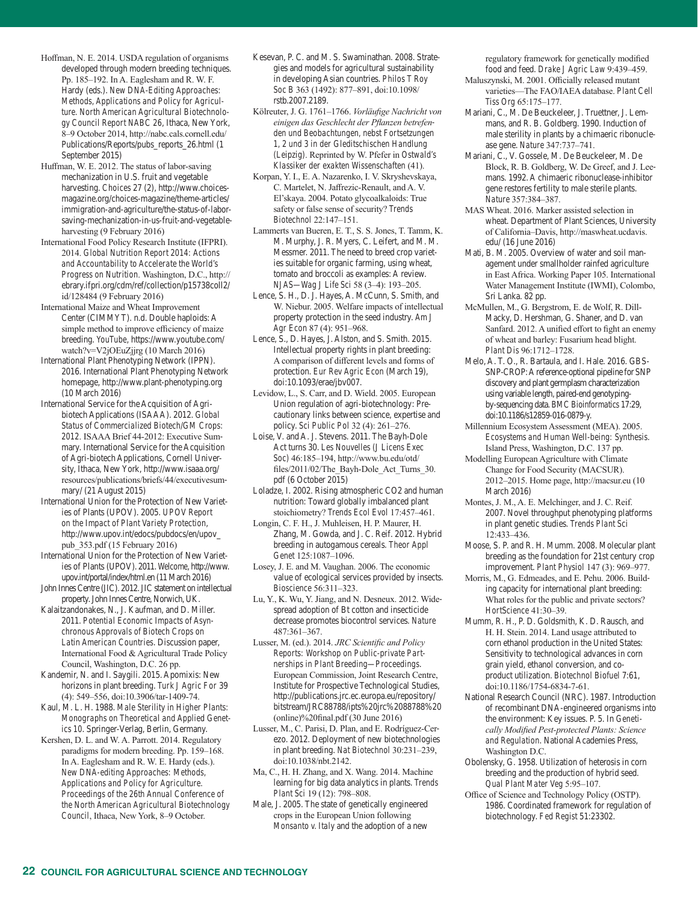Hoffman, N. E. 2014. USDA regulation of organisms developed through modern breeding techniques. Pp. 185–192. In A. Eaglesham and R. W. F. Hardy (eds.). *New DNA-Editing Approaches: Methods, Applications and Policy for Agriculture. North American Agricultural Biotechnology Council Report NABC 26*, Ithaca, New York, 8–9 October 2014, http://nabc.cals.cornell.edu/Publications/Reports/pubs_reports_26.html (1 September 2015)

Huffman, W. E. 2012. The status of labor-saving mechanization in U.S. fruit and vegetable harvesting. *Choices* 27 (2), http://www.choicesmagazine.org/choices-magazine/theme-articles/immigration-and-agriculture/the-status-of-labor-saving-mechanization-in-us-fruit-and-vegetable-harvesting (9 February 2016)

International Food Policy Research Institute (IFPRI). 2014. *Global Nutrition Report 2014: Actions and Accountability to Accelerate the World's Progress on Nutrition*. Washington, D.C., http://ebrary.ifpri.org/cdm/ref/collection/p15738coll2/id/128484 (9 February 2016)

International Maize and Wheat Improvement Center (CIMMYT). n.d. Double haploids: A simple method to improve efficiency of maize breeding. *YouTube*, https://www.youtube.com/watch?v=V2jOEuZjjrg (10 March 2016)

International Plant Phenotyping Network (IPPN). 2016. International Plant Phenotyping Network homepage, http://www.plant-phenotyping.org (10 March 2016)

International Service for the Acquisition of Agri-biotech Applications (ISAAA). 2012. *Global Status of Commercialized Biotech/GM Crops: 2012*. ISAAA Brief 44-2012: Executive Summary. International Service for the Acquisition of Agri-biotech Applications, Cornell University, Ithaca, New York, http://www.isaaa.org/resources/publications/briefs/44/executivesummary/ (21 August 2015)

International Union for the Protection of New Varieties of Plants (UPOV). 2005. *UPOV Report on the Impact of Plant Variety Protection*, http://www.upov.int/edocs/pubdocs/en/upov_pub_353.pdf (15 February 2016)

International Union for the Protection of New Varieties of Plants (UPOV). 2011. Welcome, http://www.upov.int/portal/index/html.en (11 March 2016)

John Innes Centre (JIC). 2012. JIC statement on intellectual property. John Innes Centre, Norwich, UK.

Kalaitzandonakes, N., J. Kaufman, and D. Miller. 2011. *Potential Economic Impacts of Asynchronous Approvals of Biotech Crops on Latin American Countries*. Discussion paper, International Food & Agricultural Trade Policy Council, Washington, D.C. 26 pp.

Kandemir, N. and I. Saygili. 2015. Apomixis: New horizons in plant breeding. *Turk J Agric For* 39 (4): 549–556, doi:10.3906/tar-1409-74.

Kaul, M. L. H. 1988. *Male Sterility in Higher Plants: Monographs on Theoretical and Applied Genetics 10*. Springer-Verlag, Berlin, Germany.

Kershen, D. L. and W. A. Parrott. 2014. Regulatory paradigms for modern breeding. Pp. 159–168. In A. Eaglesham and R. W. F. Hardy (eds.). *New DNA-editing Approaches: Methods, Applications and Policy for Agriculture. Proceedings of the 26th Annual Conference of the North American Agricultural Biotechnology Council*, Ithaca, New York, 8–9 October.

Kesevan, P. C. and M. S. Swaminathan. 2008. Strategies and models for agricultural sustainability in developing Asian countries. *Philos T Roy Soc B* 363 (1492): 877–891, doi:10.1098/rstb.2007.2189.

Kölreuter, J. G. 1761–1766. *Vorläufige Nachricht von einigen das Geschlecht der Pflanzen betreffenden und Beobachtungen, nebst Fortsetzungen 1, 2 und 3 in der Gleditschischen Handlung* (Leipzig). Reprinted by W. Pfefer in *Ostwald's Klassiker der exakten Wissenschaften* (41).

Korpan, Y. I., E. A. Nazarenko, I. V. Skryshevskaya, C. Martelet, N. Jaffrezic-Renault, and A. V. El'skaya. 2004. Potato glycoalkaloids: True safety or false sense of security? *Trends Biotechnol* 22:147–151.

Lammerts van Bueren, E. T., S. S. Jones, T. Tamm, K. M. Murphy, J. R. Myers, C. Leifert, and M. M. Messmer. 2011. The need to breed crop varieties suitable for organic farming, using wheat, tomato and broccoli as examples: A review. *NJAS—Wag J Life Sci* 58 (3–4): 193–205.

Lence, S. H., D. J. Hayes, A. McCunn, S. Smith, and W. Niebur. 2005. Welfare impacts of intellectual property protection in the seed industry. *Am J Agr Econ* 87 (4): 951–968.

Lence, S., D. Hayes, J. Alston, and S. Smith. 2015. Intellectual property rights in plant breeding: A comparison of different levels and forms of protection. *Eur Rev Agric Econ* (March 19), doi:10.1093/erae/jbv007.

Levidow, L., S. Carr, and D. Wield. 2005. European Union regulation of agri-biotechnology: Precautionary links between science, expertise and policy. *Sci Public Pol* 32 (4): 261–276.

Loise, V. and A. J. Stevens. 2011. The Bayh-Dole Act turns 30. *Les Nouvelles (J Licens Exec Soc)* 46:185–194, http://www.bu.edu/otd/files/2011/02/The_Bayh-Dole_Act_Turns_30.pdf (6 October 2015)

Loladze, I. 2002. Rising atmospheric CO2 and human nutrition: Toward globally imbalanced plant stoichiometry? *Trends Ecol Evol* 17:457–461.

Longin, C. F. H., J. Muhleisen, H. P. Maurer, H. Zhang, M. Gowda, and J. C. Reif. 2012. Hybrid breeding in autogamous cereals. *Theor Appl Genet* 125:1087–1096.

Losey, J. E. and M. Vaughan. 2006. The economic value of ecological services provided by insects. *Bioscience* 56:311–323.

Lu, Y., K. Wu, Y. Jiang, and N. Desneux. 2012. Widespread adoption of Bt cotton and insecticide decrease promotes biocontrol services. *Nature* 487:361–367.

Lusser, M. (ed.). 2014. *JRC Scientific and Policy Reports: Workshop on Public-private Partnerships in Plant Breeding—Proceedings*. European Commission, Joint Research Centre, Institute for Prospective Technological Studies, http://publications.jrc.ec.europa.eu/repository/bitstream/JRC88788/ipts%20jrc%2088788%20(online)%20final.pdf (30 June 2016)

Lusser, M., C. Parisi, D. Plan, and E. Rodríguez-Cerezo. 2012. Deployment of new biotechnologies in plant breeding. *Nat Biotechnol* 30:231–239, doi:10.1038/nbt.2142.

Ma, C., H. H. Zhang, and X. Wang. 2014. Machine learning for big data analytics in plants. *Trends Plant Sci* 19 (12): 798–808.

Male, J. 2005. The state of genetically engineered crops in the European Union following *Monsanto v. Italy* and the adoption of a new regulatory framework for genetically modified food and feed. *Drake J Agric Law* 9:439–459.

Maluszynski, M. 2001. Officially released mutant varieties—The FAO/IAEA database. *Plant Cell Tiss Org* 65:175–177.

Mariani, C., M. De Beuckeleer, J. Truettner, J. Lemmans, and R. B. Goldberg. 1990. Induction of male sterility in plants by a chimaeric ribonuclease gene. *Nature* 347:737–741.

Mariani, C., V. Gossele, M. De Beuckeleer, M. De Block, R. B. Goldberg, W. De Greef, and J. Leemans. 1992. A chimaeric ribonuclease-inhibitor gene restores fertility to male sterile plants. *Nature* 357:384–387.

MAS Wheat. 2016. Marker assisted selection in wheat. Department of Plant Sciences, University of California–Davis, http://maswheat.ucdavis.edu/ (16 June 2016)

Mati, B. M. 2005. Overview of water and soil management under smallholder rainfed agriculture in East Africa. Working Paper 105. International Water Management Institute (IWMI), Colombo, Sri Lanka. 82 pp.

McMullen, M., G. Bergstrom, E. de Wolf, R. Dill-Macky, D. Hershman, G. Shaner, and D. van Sanfard. 2012. A unified effort to fight an enemy of wheat and barley: Fusarium head blight. *Plant Dis* 96:1712–1728.

Melo, A. T. O., R. Bartaula, and I. Hale. 2016. GBS-SNP-CROP: A reference-optional pipeline for SNP discovery and plant germplasm characterization using variable length, paired-end genotyping-by-sequencing data. *BMC Bioinformatics* 17:29, doi:10.1186/s12859-016-0879-y.

Millennium Ecosystem Assessment (MEA). 2005. *Ecosystems and Human Well-being: Synthesis*. Island Press, Washington, D.C. 137 pp.

Modelling European Agriculture with Climate Change for Food Security (MACSUR). 2012–2015. Home page, http://macsur.eu (10 March 2016)

Montes, J. M., A. E. Melchinger, and J. C. Reif. 2007. Novel throughput phenotyping platforms in plant genetic studies. *Trends Plant Sci* 12:433–436.

Moose, S. P. and R. H. Mumm. 2008. Molecular plant breeding as the foundation for 21st century crop improvement. *Plant Physiol* 147 (3): 969–977.

Morris, M., G. Edmeades, and E. Pehu. 2006. Building capacity for international plant breeding: What roles for the public and private sectors? *HortScience* 41:30–39.

Mumm, R. H., P. D. Goldsmith, K. D. Rausch, and H. H. Stein. 2014. Land usage attributed to corn ethanol production in the United States: Sensitivity to technological advances in corn grain yield, ethanol conversion, and co-product utilization. *Biotechnol Biofuel* 7:61, doi:10.1186/1754-6834-7-61.

National Research Council (NRC). 1987. Introduction of recombinant DNA-engineered organisms into the environment: Key issues. P. 5. In *Genetically Modified Pest-protected Plants: Science and Regulation*. National Academies Press, Washington D.C.

Obolensky, G. 1958. Utilization of heterosis in corn breeding and the production of hybrid seed. *Qual Plant Mater Veg* 5:95–107.

Office of Science and Technology Policy (OSTP). 1986. Coordinated framework for regulation of biotechnology. *Fed Regist* 51:23302.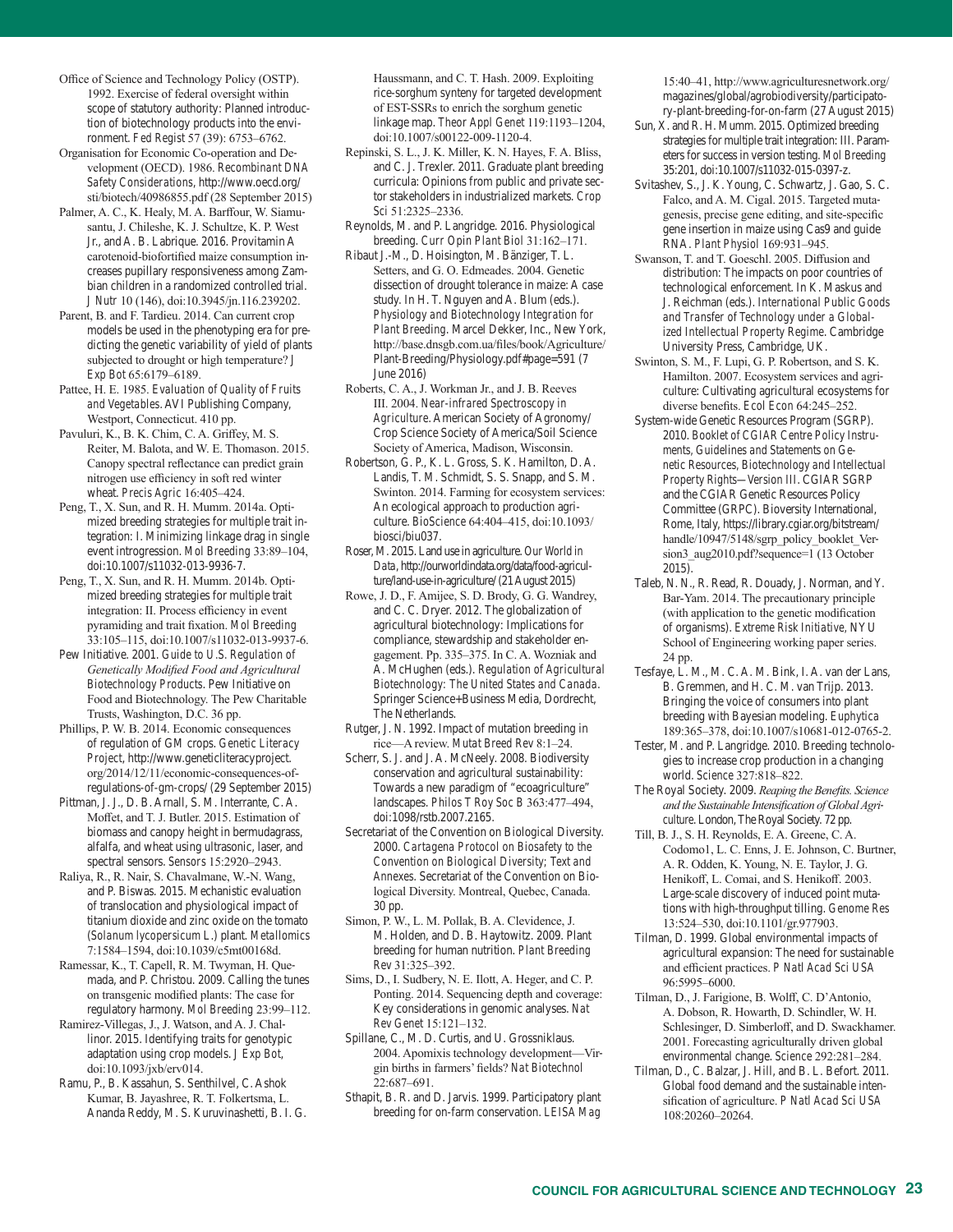Office of Science and Technology Policy (OSTP). 1992. Exercise of federal oversight within scope of statutory authority: Planned introduction of biotechnology products into the environment. *Fed Regist* 57 (39): 6753–6762.

Organisation for Economic Co-operation and Development (OECD). 1986. *Recombinant DNA Safety Considerations*, http://www.oecd.org/sti/biotech/40986855.pdf (28 September 2015)

Palmer, A. C., K. Healy, M. A. Barffour, W. Siamusantu, J. Chileshe, K. J. Schultze, K. P. West Jr., and A. B. Labrique. 2016. Provitamin A carotenoid-biofortified maize consumption increases pupillary responsiveness among Zambian children in a randomized controlled trial. *J Nutr* 10 (146), doi:10.3945/jn.116.239202.

Parent, B. and F. Tardieu. 2014. Can current crop models be used in the phenotyping era for predicting the genetic variability of yield of plants subjected to drought or high temperature? *J Exp Bot* 65:6179–6189.

Pattee, H. E. 1985. *Evaluation of Quality of Fruits and Vegetables*. AVI Publishing Company, Westport, Connecticut. 410 pp.

Pavuluri, K., B. K. Chim, C. A. Griffey, M. S. Reiter, M. Balota, and W. E. Thomason. 2015. Canopy spectral reflectance can predict grain nitrogen use efficiency in soft red winter wheat. *Precis Agric* 16:405–424.

Peng, T., X. Sun, and R. H. Mumm. 2014a. Optimized breeding strategies for multiple trait integration: I. Minimizing linkage drag in single event introgression. *Mol Breeding* 33:89–104, doi:10.1007/s11032-013-9936-7.

Peng, T., X. Sun, and R. H. Mumm. 2014b. Optimized breeding strategies for multiple trait integration: II. Process efficiency in event pyramiding and trait fixation. *Mol Breeding* 33:105–115, doi:10.1007/s11032-013-9937-6.

Pew Initiative. 2001. *Guide to U.S. Regulation of Genetically Modified Food and Agricultural Biotechnology Products*. Pew Initiative on Food and Biotechnology. The Pew Charitable Trusts, Washington, D.C. 36 pp.

Phillips, P. W. B. 2014. Economic consequences of regulation of GM crops. *Genetic Literacy Project*, http://www.geneticliteracyproject.org/2014/12/11/economic-consequences-of-regulations-of-gm-crops/ (29 September 2015)

Pittman, J. J., D. B. Arnall, S. M. Interrante, C. A. Moffet, and T. J. Butler. 2015. Estimation of biomass and canopy height in bermudagrass, alfalfa, and wheat using ultrasonic, laser, and spectral sensors. *Sensors* 15:2920–2943.

Raliya, R., R. Nair, S. Chavalmane, W.-N. Wang, and P. Biswas. 2015. Mechanistic evaluation of translocation and physiological impact of titanium dioxide and zinc oxide on the tomato (*Solanum lycopersicum* L.) plant. *Metallomics* 7:1584–1594, doi:10.1039/c5mt00168d.

Ramessar, K., T. Capell, R. M. Twyman, H. Quemada, and P. Christou. 2009. Calling the tunes on transgenic modified plants: The case for regulatory harmony. *Mol Breeding* 23:99–112.

Ramirez-Villegas, J., J. Watson, and A. J. Challinor. 2015. Identifying traits for genotypic adaptation using crop models. *J Exp Bot*, doi:10.1093/jxb/erv014.

Ramu, P., B. Kassahun, S. Senthilvel, C. Ashok Kumar, B. Jayashree, R. T. Folkertsma, L. Ananda Reddy, M. S. Kuruvinashetti, B. I. G. Haussmann, and C. T. Hash. 2009. Exploiting rice-sorghum synteny for targeted development of EST-SSRs to enrich the sorghum genetic linkage map. *Theor Appl Genet* 119:1193–1204, doi:10.1007/s00122-009-1120-4.

Repinski, S. L., J. K. Miller, K. N. Hayes, F. A. Bliss, and C. J. Trexler. 2011. Graduate plant breeding curricula: Opinions from public and private sector stakeholders in industrialized markets. *Crop Sci* 51:2325–2336.

Reynolds, M. and P. Langridge. 2016. Physiological breeding. *Curr Opin Plant Biol* 31:162–171.

Ribaut J.-M., D. Hoisington, M. Bänziger, T. L. Setters, and G. O. Edmeades. 2004. Genetic dissection of drought tolerance in maize: A case study. In H. T. Nguyen and A. Blum (eds.). *Physiology and Biotechnology Integration for Plant Breeding*. Marcel Dekker, Inc., New York, http://base.dnsgb.com.ua/files/book/Agriculture/Plant-Breeding/Physiology.pdf#page=591 (7 June 2016)

Roberts, C. A., J. Workman Jr., and J. B. Reeves III. 2004. *Near-infrared Spectroscopy in Agriculture*. American Society of Agronomy/Crop Science Society of America/Soil Science Society of America, Madison, Wisconsin.

Robertson, G. P., K. L. Gross, S. K. Hamilton, D. A. Landis, T. M. Schmidt, S. S. Snapp, and S. M. Swinton. 2014. Farming for ecosystem services: An ecological approach to production agriculture. *BioScience* 64:404–415, doi:10.1093/biosci/biu037.

Roser, M. 2015. Land use in agriculture. *Our World in Data*, http://ourworldindata.org/data/food-agriculture/land-use-in-agriculture/ (21 August 2015)

Rowe, J. D., F. Amijee, S. D. Brody, G. G. Wandrey, and C. C. Dryer. 2012. The globalization of agricultural biotechnology: Implications for compliance, stewardship and stakeholder engagement. Pp. 335–375. In C. A. Wozniak and A. McHughen (eds.). *Regulation of Agricultural Biotechnology: The United States and Canada*. Springer Science+Business Media, Dordrecht, The Netherlands.

Rutger, J. N. 1992. Impact of mutation breeding in rice—A review. *Mutat Breed Rev* 8:1–24.

Scherr, S. J. and J. A. McNeely. 2008. Biodiversity conservation and agricultural sustainability: Towards a new paradigm of "ecoagriculture" landscapes. *Philos T Roy Soc B* 363:477–494, doi:1098/rstb.2007.2165.

Secretariat of the Convention on Biological Diversity. 2000. *Cartagena Protocol on Biosafety to the Convention on Biological Diversity; Text and Annexes*. Secretariat of the Convention on Biological Diversity. Montreal, Quebec, Canada. 30 pp.

Simon, P. W., L. M. Pollak, B. A. Clevidence, J. M. Holden, and D. B. Haytowitz. 2009. Plant breeding for human nutrition. *Plant Breeding Rev* 31:325–392.

Sims, D., I. Sudbery, N. E. Ilott, A. Heger, and C. P. Ponting. 2014. Sequencing depth and coverage: Key considerations in genomic analyses. *Nat Rev Genet* 15:121–132.

Spillane, C., M. D. Curtis, and U. Grossniklaus. 2004. Apomixis technology development—Virgin births in farmers' fields? *Nat Biotechnol* 22:687–691.

Sthapit, B. R. and D. Jarvis. 1999. Participatory plant breeding for on-farm conservation. *LEISA Mag* 15:40–41, http://www.agriculturesnetwork.org/magazines/global/agrobiodiversity/participatory-plant-breeding-for-on-farm (27 August 2015)

Sun, X. and R. H. Mumm. 2015. Optimized breeding strategies for multiple trait integration: III. Parameters for success in version testing. *Mol Breeding* 35:201, doi:10.1007/s11032-015-0397-z.

Svitashev, S., J. K. Young, C. Schwartz, J. Gao, S. C. Falco, and A. M. Cigal. 2015. Targeted mutagenesis, precise gene editing, and site-specific gene insertion in maize using Cas9 and guide RNA. *Plant Physiol* 169:931–945.

Swanson, T. and T. Goeschl. 2005. Diffusion and distribution: The impacts on poor countries of technological enforcement. In K. Maskus and J. Reichman (eds.). *International Public Goods and Transfer of Technology under a Globalized Intellectual Property Regime*. Cambridge University Press, Cambridge, UK.

Swinton, S. M., F. Lupi, G. P. Robertson, and S. K. Hamilton. 2007. Ecosystem services and agriculture: Cultivating agricultural ecosystems for diverse benefits. *Ecol Econ* 64:245–252.

System-wide Genetic Resources Program (SGRP). 2010. *Booklet of CGIAR Centre Policy Instruments, Guidelines and Statements on Genetic Resources, Biotechnology and Intellectual Property Rights—Version III*. CGIAR SGRP and the CGIAR Genetic Resources Policy Committee (GRPC). Bioversity International, Rome, Italy, https://library.cgiar.org/bitstream/handle/10947/5148/sgrp_policy_booklet_Version3_aug2010.pdf?sequence=1 (13 October 2015)

Taleb, N. N., R. Read, R. Douady, J. Norman, and Y. Bar-Yam. 2014. The precautionary principle (with application to the genetic modification of organisms). *Extreme Risk Initiative, NYU School of Engineering working paper series*. 24 pp.

Tesfaye, L. M., M. C. A. M. Bink, I. A. van der Lans, B. Gremmen, and H. C. M. van Trijp. 2013. Bringing the voice of consumers into plant breeding with Bayesian modeling. *Euphytica* 189:365–378, doi:10.1007/s10681-012-0765-2.

Tester, M. and P. Langridge. 2010. Breeding technologies to increase crop production in a changing world. *Science* 327:818–822.

The Royal Society. 2009. *Reaping the Benefits. Science and the Sustainable Intensification of Global Agriculture*. London, The Royal Society. 72 pp.

Till, B. J., S. H. Reynolds, E. A. Greene, C. A. Codomo1, L. C. Enns, J. E. Johnson, C. Burtner, A. R. Odden, K. Young, N. E. Taylor, J. G. Henikoff, L. Comai, and S. Henikoff. 2003. Large-scale discovery of induced point mutations with high-throughput tilling. *Genome Res* 13:524–530, doi:10.1101/gr.977903.

Tilman, D. 1999. Global environmental impacts of agricultural expansion: The need for sustainable and efficient practices. *P Natl Acad Sci USA* 96:5995–6000.

Tilman, D., J. Farigione, B. Wolff, C. D'Antonio, A. Dobson, R. Howarth, D. Schindler, W. H. Schlesinger, D. Simberloff, and D. Swackhamer. 2001. Forecasting agriculturally driven global environmental change. *Science* 292:281–284.

Tilman, D., C. Balzar, J. Hill, and B. L. Befort. 2011. Global food demand and the sustainable intensification of agriculture. *P Natl Acad Sci USA* 108:20260–20264.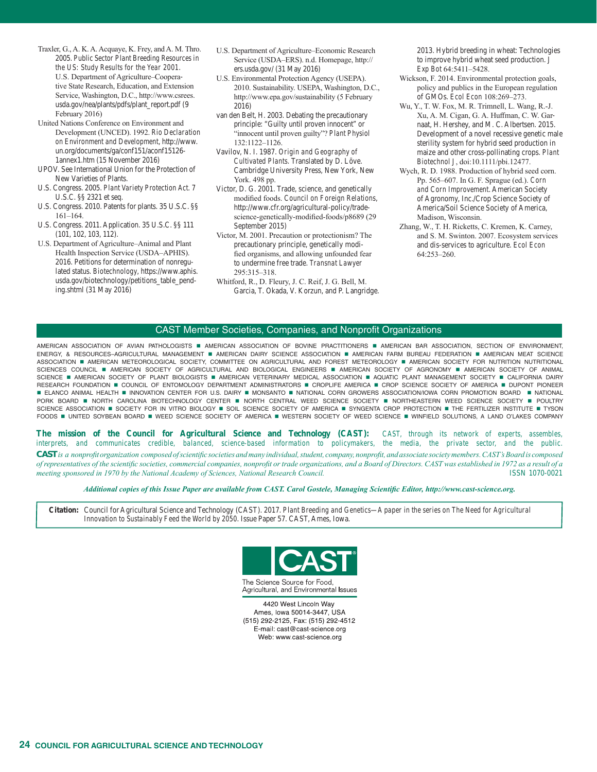Traxler, G., A. K. A. Acquaye, K. Frey, and A. M. Thro. 2005. *Public Sector Plant Breeding Resources in the US: Study Results for the Year 2001.* U.S. Department of Agriculture–Cooperative State Research, Education, and Extension Service, Washington, D.C., http://www.csrees.usda.gov/nea/plants/pdfs/plant_report.pdf (9 February 2016)

United Nations Conference on Environment and Development (UNCED). 1992. *Rio Declaration on Environment and Development*, http://www.un.org/documents/ga/conf151/aconf15126-1annex1.htm (15 November 2016)

UPOV. See International Union for the Protection of New Varieties of Plants.

U.S. Congress. 2005. *Plant Variety Protection Act.* 7 U.S.C. §§ 2321 et seq.

U.S. Congress. 2010. Patents for plants. 35 U.S.C. §§ 161–164.

U.S. Congress. 2011. Application. 35 U.S.C. §§ 111 (101, 102, 103, 112).

U.S. Department of Agriculture–Animal and Plant Health Inspection Service (USDA–APHIS). 2016. Petitions for determination of nonregulated status. *Biotechnology*, https://www.aphis.usda.gov/biotechnology/petitions_table_pending.shtml (31 May 2016)

U.S. Department of Agriculture–Economic Research Service (USDA–ERS). n.d. Homepage, http://ers.usda.gov/ (31 May 2016)

U.S. Environmental Protection Agency (USEPA). 2010. Sustainability. USEPA, Washington, D.C., http://www.epa.gov/sustainability (5 February 2016)

van den Belt, H. 2003. Debating the precautionary principle: "Guilty until proven innocent" or "innocent until proven guilty"? *Plant Physiol* 132:1122–1126.

Vavilov, N. I. 1987. *Origin and Geography of Cultivated Plants.* Translated by D. Löve. Cambridge University Press, New York, New York. 498 pp.

Victor, D. G. 2001. Trade, science, and genetically modified foods. *Council on Foreign Relations*, http://www.cfr.org/agricultural-policy/trade-science-genetically-modified-foods/p8689 (29 September 2015)

Victor, M. 2001. Precaution or protectionism? The precautionary principle, genetically modified organisms, and allowing unfounded fear to undermine free trade. *Transnat Lawyer* 295:315–318.

Whitford, R., D. Fleury, J. C. Reif, J. G. Bell, M. Garcia, T. Okada, V. Korzun, and P. Langridge. 2013. Hybrid breeding in wheat: Technologies to improve hybrid wheat seed production. *J Exp Bot* 64:5411–5428.

Wickson, F. 2014. Environmental protection goals, policy and publics in the European regulation of GMOs. *Ecol Econ* 108:269–273.

Wu, Y., T. W. Fox, M. R. Trimnell, L. Wang, R.-J. Xu, A. M. Cigan, G. A. Huffman, C. W. Garnaat, H. Hershey, and M. C. Albertsen. 2015. Development of a novel recessive genetic male sterility system for hybrid seed production in maize and other cross-pollinating crops. *Plant Biotechnol J*, doi:10.1111/pbi.12477.

Wych, R. D. 1988. Production of hybrid seed corn. Pp. 565–607. In G. F. Sprague (ed.). *Corn and Corn Improvement.* American Society of Agronomy, Inc./Crop Science Society of America/Soil Science Society of America, Madison, Wisconsin.

Zhang, W., T. H. Ricketts, C. Kremen, K. Carney, and S. M. Swinton. 2007. Ecosystem services and dis-services to agriculture. *Ecol Econ* 64:253–260.

## CAST Member Societies, Companies, and Nonprofit Organizations

AMERICAN ASSOCIATION OF AVIAN PATHOLOGISTS ■ AMERICAN ASSOCIATION OF BOVINE PRACTITIONERS ■ AMERICAN BAR ASSOCIATION, SECTION OF ENVIRONMENT, ENERGY, & RESOURCES–AGRICULTURAL MANAGEMENT ■ AMERICAN DAIRY SCIENCE ASSOCIATION ■ AMERICAN FARM BUREAU FEDERATION ■ AMERICAN MEAT SCIENCE ASSOCIATION ■ AMERICAN METEOROLOGICAL SOCIETY, COMMITTEE ON AGRICULTURAL AND FOREST METEOROLOGY ■ AMERICAN SOCIETY FOR NUTRITION NUTRITIONAL SCIENCES COUNCIL ■ AMERICAN SOCIETY OF AGRICULTURAL AND BIOLOGICAL ENGINEERS ■ AMERICAN SOCIETY OF AGRONOMY ■ AMERICAN SOCIETY OF ANIMAL SCIENCE ■ AMERICAN SOCIETY OF PLANT BIOLOGISTS ■ AMERICAN VETERINARY MEDICAL ASSOCIATION ■ AQUATIC PLANT MANAGEMENT SOCIETY ■ CALIFORNIA DAIRY RESEARCH FOUNDATION ■ COUNCIL OF ENTOMOLOGY DEPARTMENT ADMINISTRATORS ■ CROPLIFE AMERICA ■ CROP SCIENCE SOCIETY OF AMERICA ■ DUPONT PIONEER ■ ELANCO ANIMAL HEALTH ■ INNOVATION CENTER FOR U.S. DAIRY ■ MONSANTO ■ NATIONAL CORN GROWERS ASSOCIATION/IOWA CORN PROMOTION BOARD ■ NATIONAL PORK BOARD ■ NORTH CAROLINA BIOTECHNOLOGY CENTER ■ NORTH CENTRAL WEED SCIENCE SOCIETY ■ NORTHEASTERN WEED SCIENCE SOCIETY ■ POULTRY SCIENCE ASSOCIATION ■ SOCIETY FOR IN VITRO BIOLOGY ■ SOIL SCIENCE SOCIETY OF AMERICA ■ SYNGENTA CROP PROTECTION ■ THE FERTILIZER INSTITUTE ■ TYSON FOODS ■ UNITED SOYBEAN BOARD ■ WEED SCIENCE SOCIETY OF AMERICA ■ WESTERN SOCIETY OF WEED SCIENCE ■ WINFIELD SOLUTIONS, A LAND O'LAKES COMPANY

**The mission of the Council for Agricultural Science and Technology (CAST):** *CAST, through its network of experts, assembles, interprets, and communicates credible, balanced, science-based information to policymakers, the media, the private sector, and the public.*
**CAST** *is a nonprofit organization composed of scientific societies and many individual, student, company, nonprofit, and associate society members. CAST's Board is composed of representatives of the scientific societies, commercial companies, nonprofit or trade organizations, and a Board of Directors. CAST was established in 1972 as a result of a meeting sponsored in 1970 by the National Academy of Sciences, National Research Council.* ISSN 1070-0021

***Additional copies of this Issue Paper are available from CAST. Carol Gostele, Managing Scientific Editor, http://www.cast-science.org.***

**Citation:** Council for Agricultural Science and Technology (CAST). 2017. *Plant Breeding and Genetics—A paper in the series on The Need for Agricultural Innovation to Sustainably Feed the World by 2050.* Issue Paper 57. CAST, Ames, Iowa.

CAST
The Science Source for Food, Agricultural, and Environmental Issues

4420 West Lincoln Way
Ames, Iowa 50014-3447, USA
(515) 292-2125, Fax: (515) 292-4512
E-mail: cast@cast-science.org
Web: www.cast-science.org